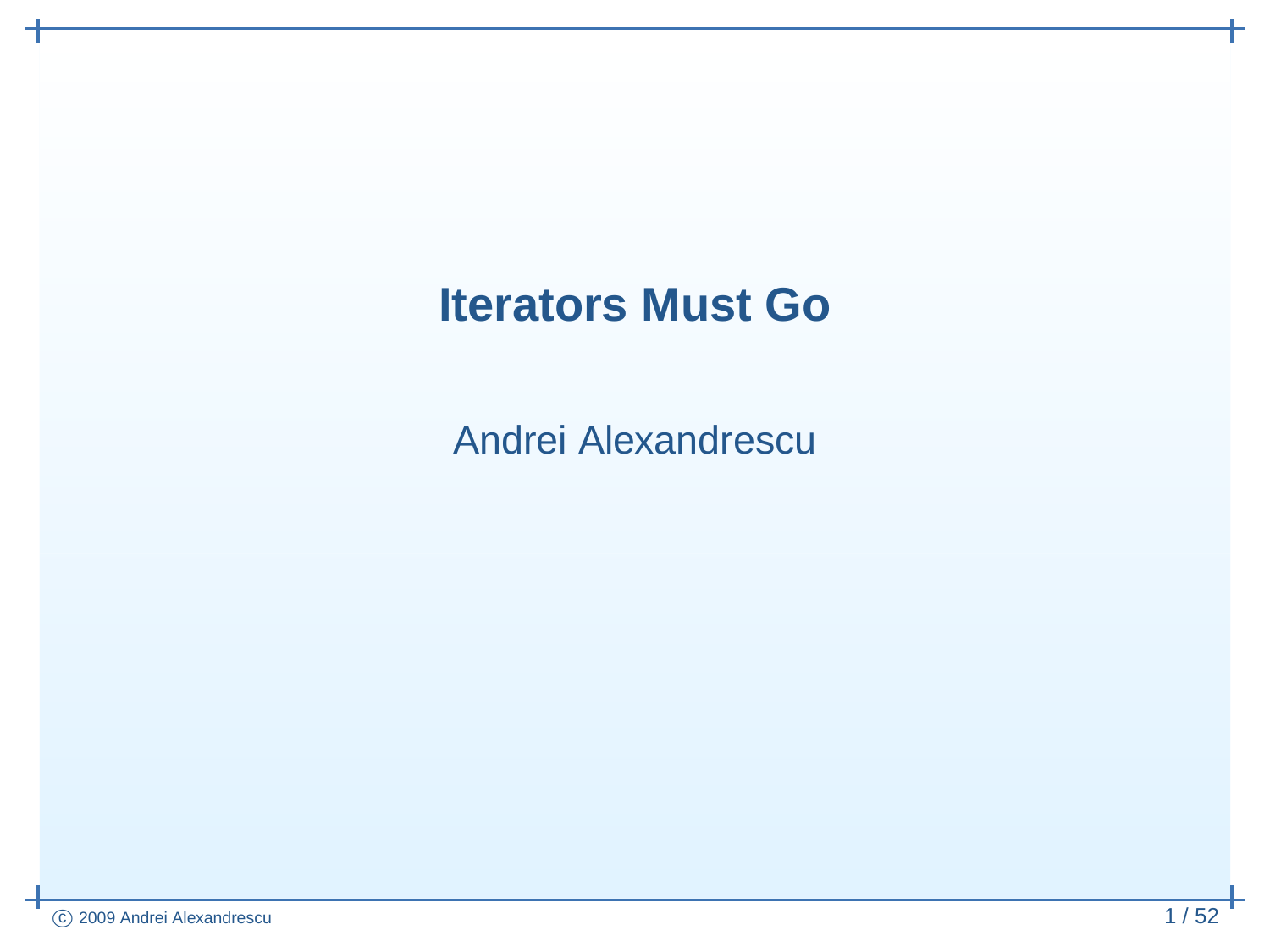# Iterators Must Go

Andrei Alexandrescu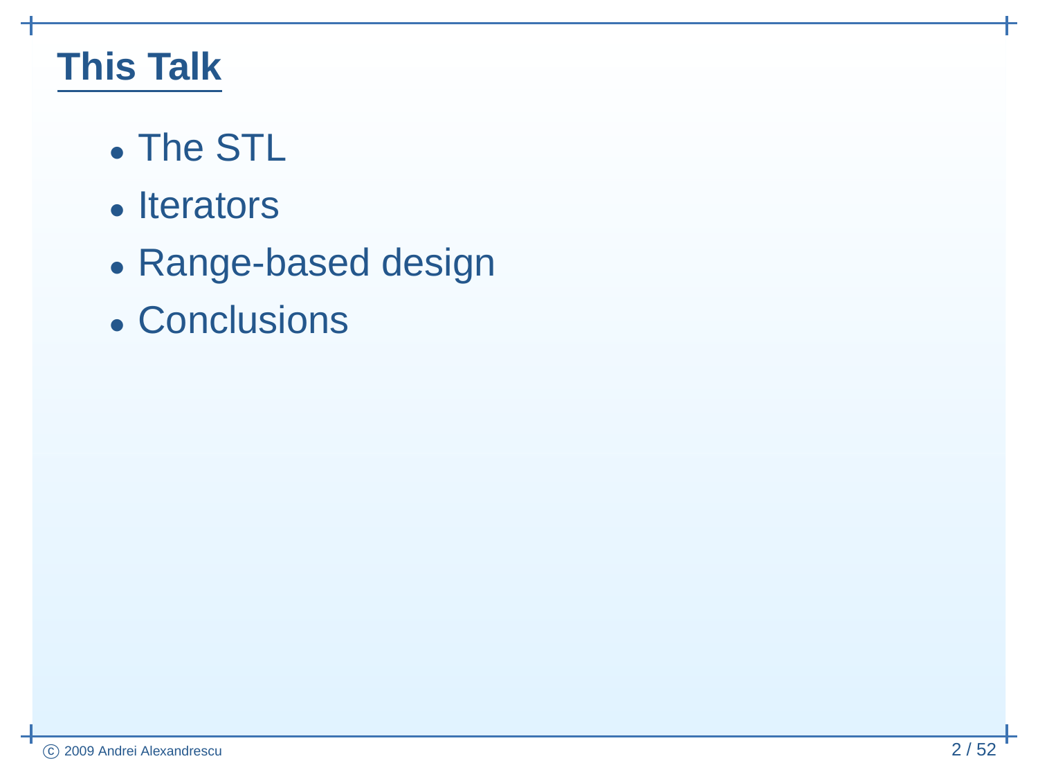# This Talk

- The STL
- Iterators
- Range-based design
- Conclusions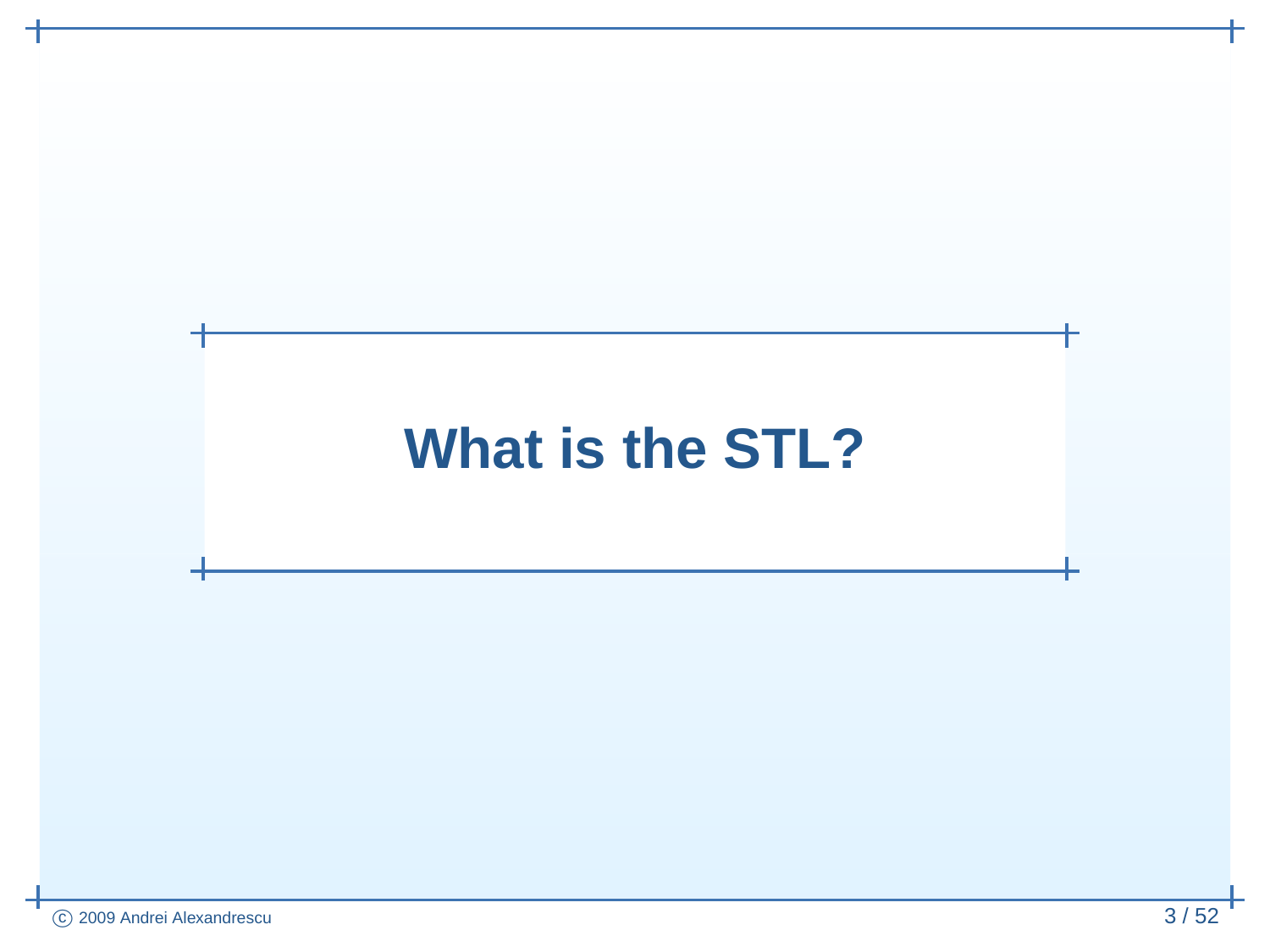# What is the STL?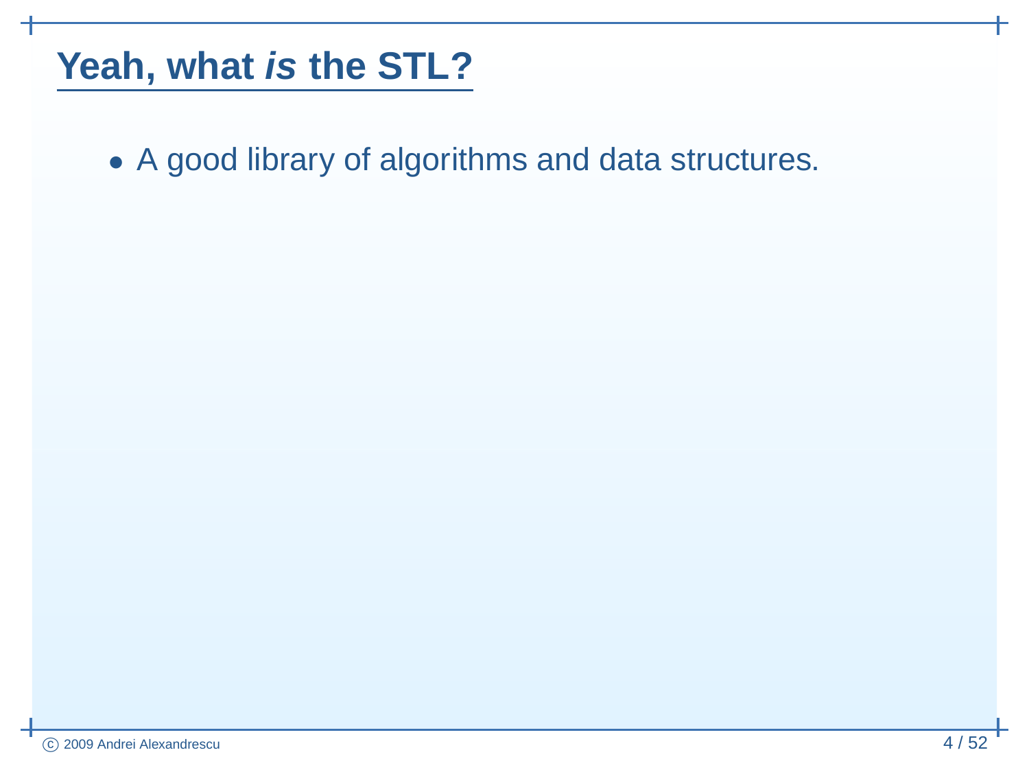# Yeah, what *is* the STL?

- A good library of algorithms and data structures.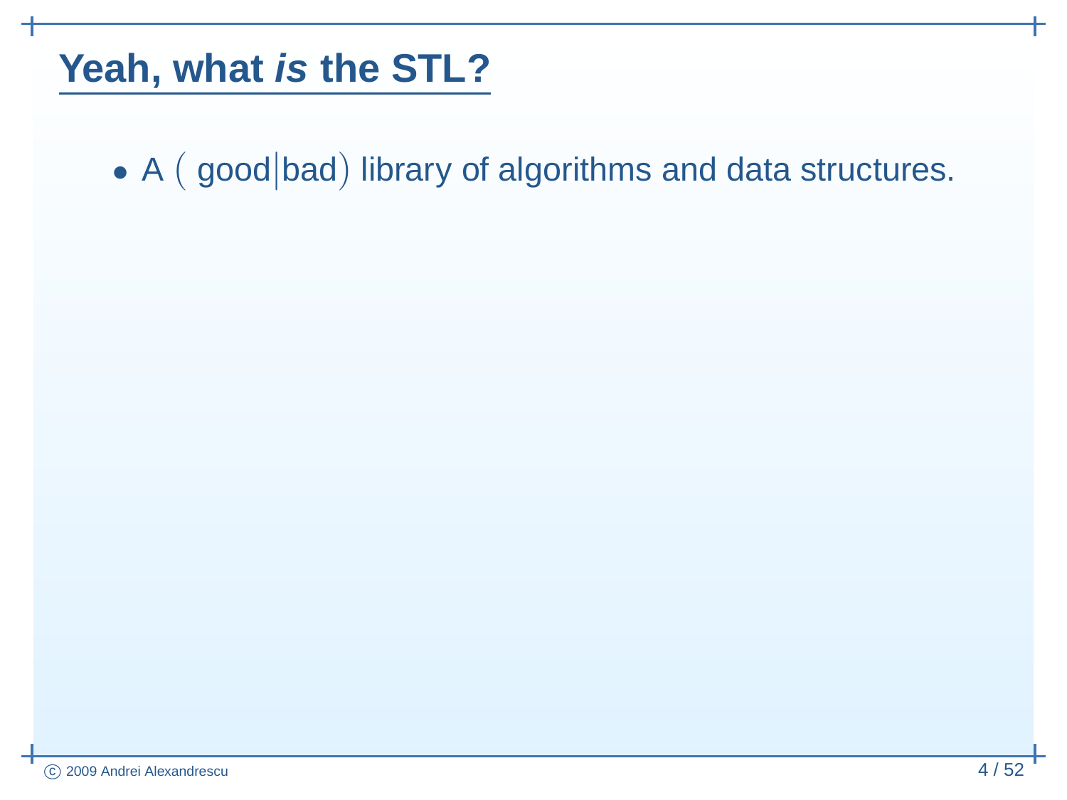# Yeah, what *is* the STL?

- A $\left(\text{good}\middle|\text{bad}\right)$ library of algorithms and data structures.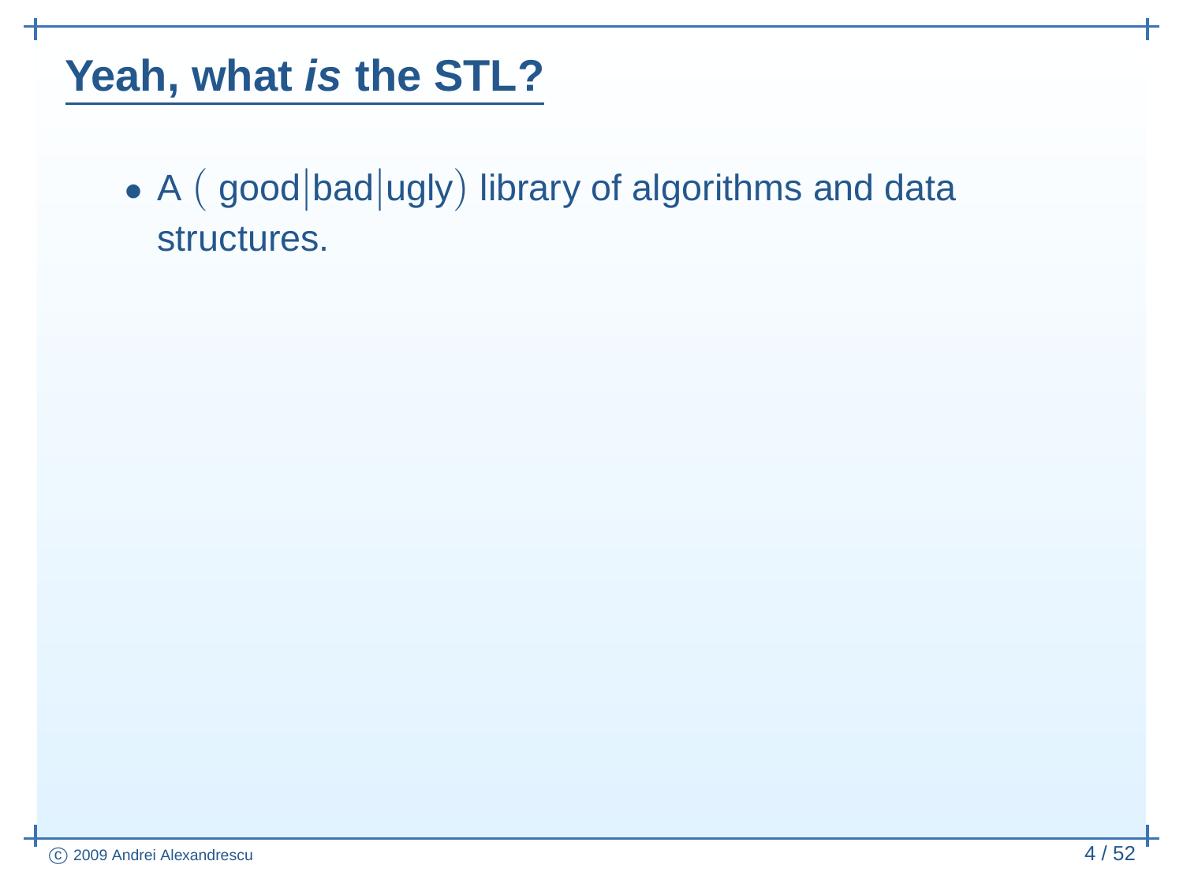# Yeah, what *is* the STL?

- A $\left(\text{good}\middle|\text{bad}\middle|\text{ugly}\right)$ library of algorithms and data structures.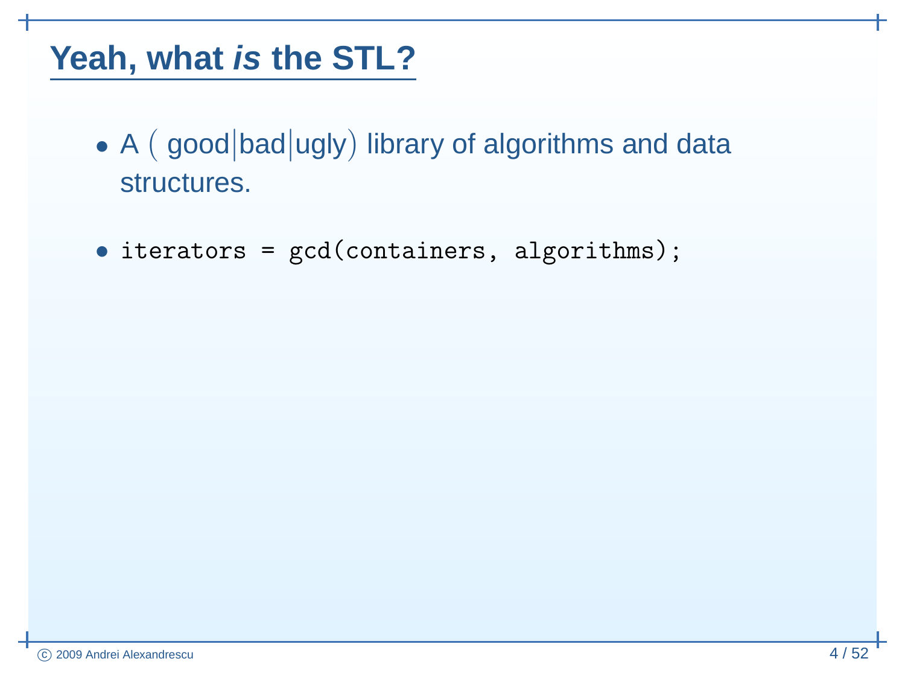## Yeah, what *is* the STL?

- A ( good|bad|ugly ) library of algorithms and data structures.
- `iterators = gcd(containers, algorithms);`

© 2009 Andrei Alexandrescu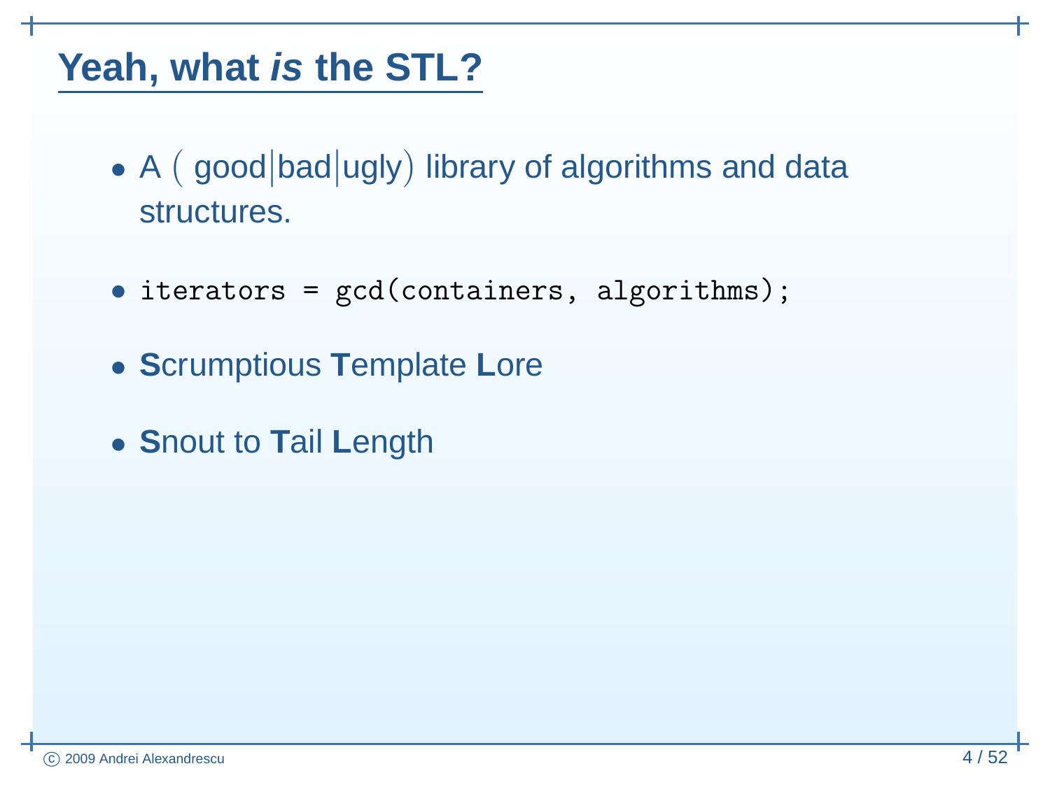## Yeah, what *is* the STL?

- A $\left( \text{good} \middle| \text{bad} \middle| \text{ugly} \right)$ library of algorithms and data structures.
- `iterators = gcd(containers, algorithms);`
- **S**crumptious **T**emplate **L**ore
- **S**nout to **T**ail **L**ength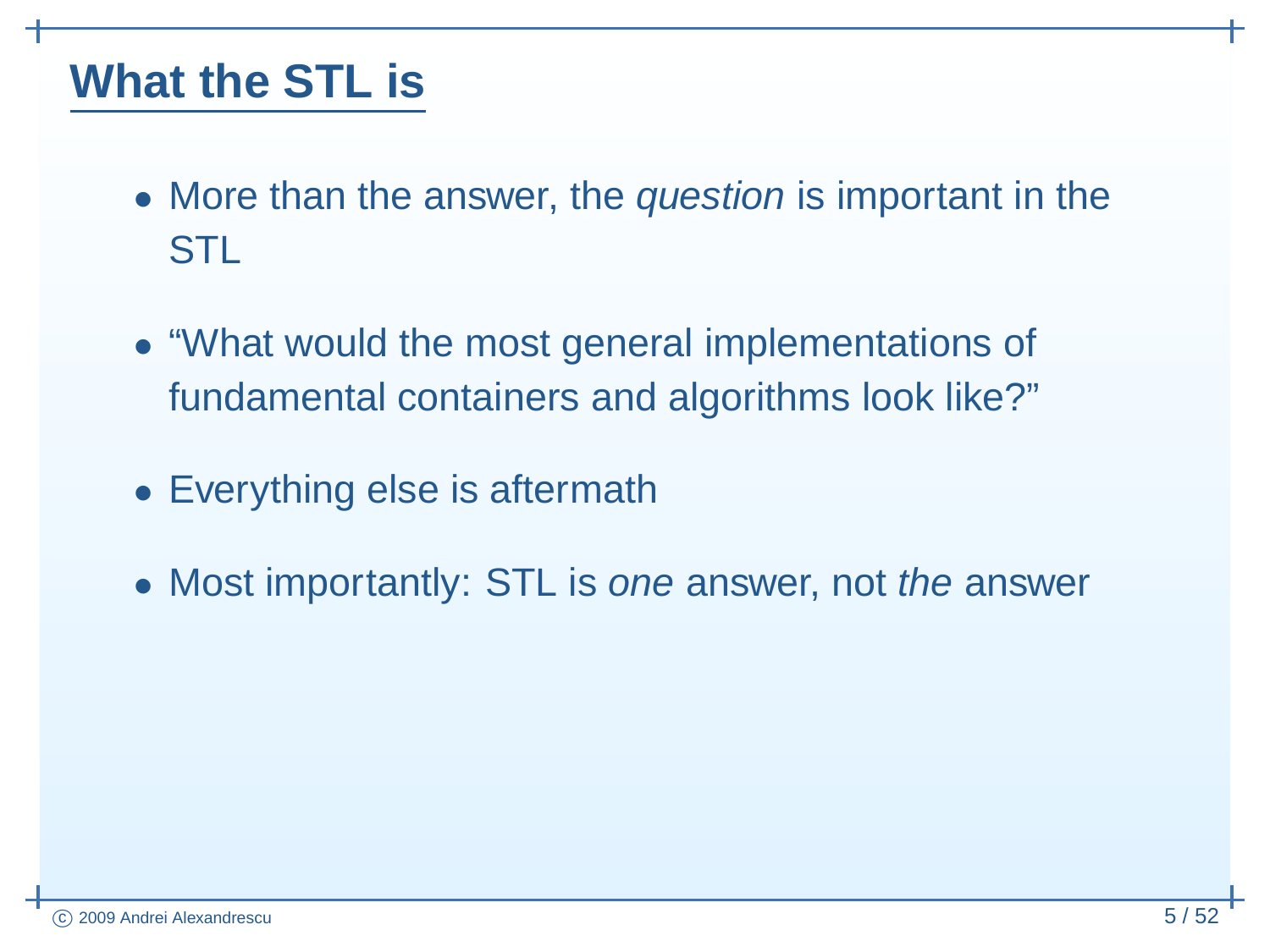# What the STL is

- More than the answer, the *question* is important in the STL
- "What would the most general implementations of fundamental containers and algorithms look like?"
- Everything else is aftermath
- Most importantly: STL is *one* answer, not *the* answer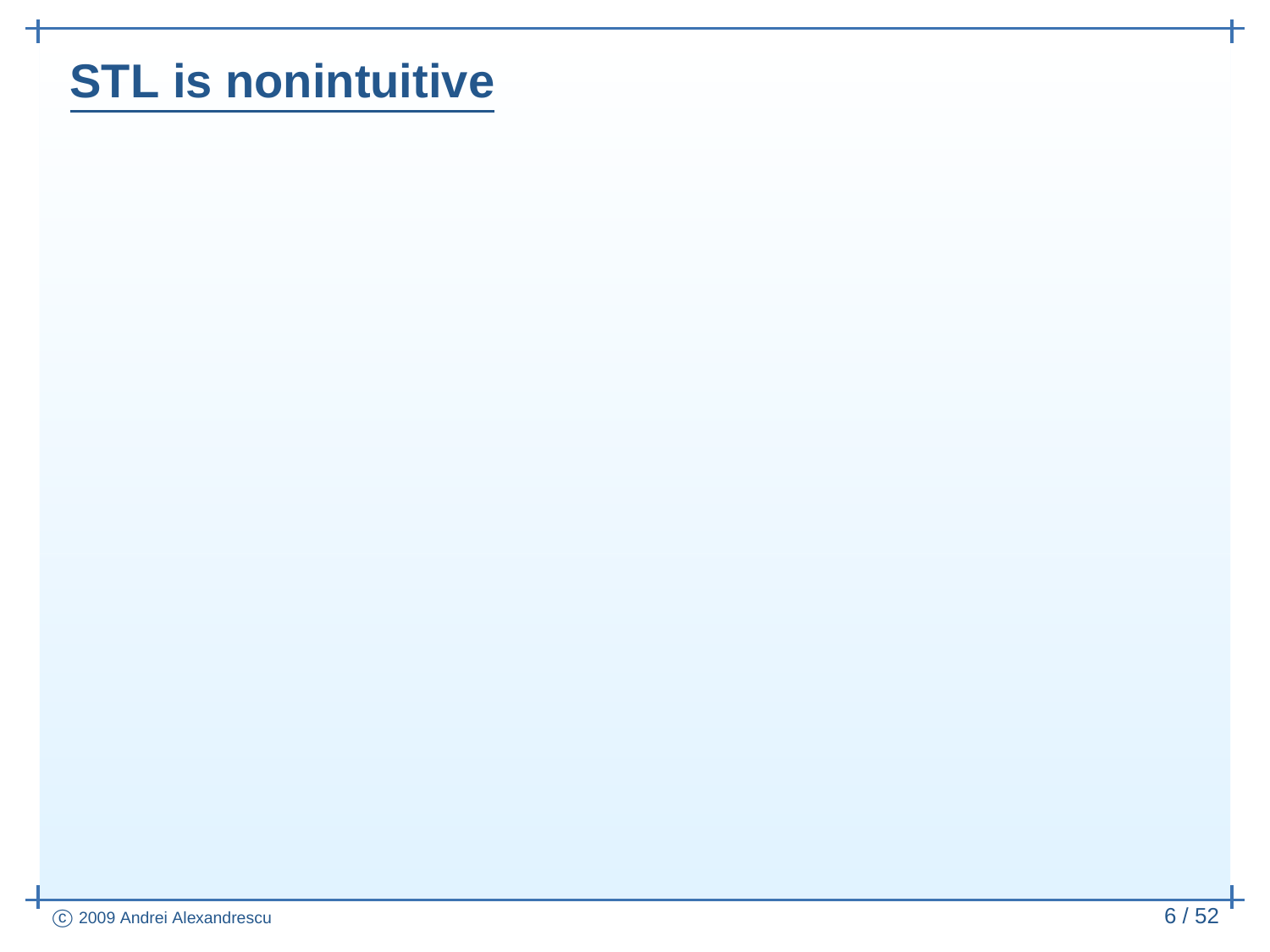# STL is nonintuitive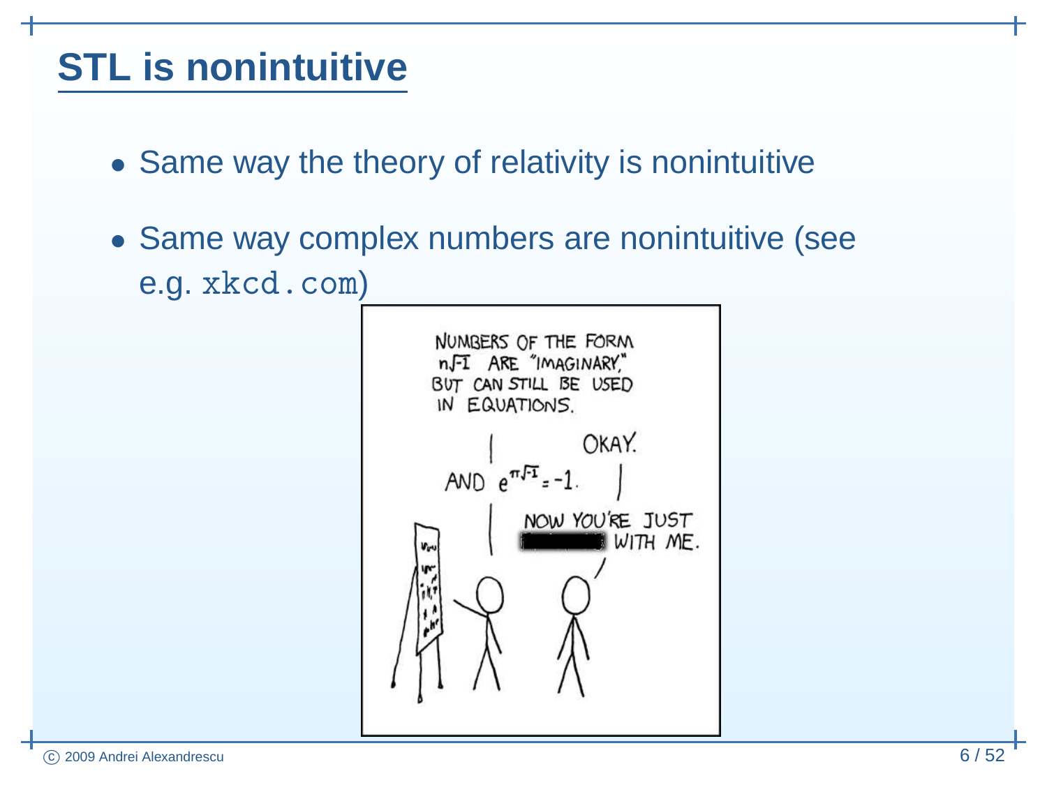# STL is nonintuitive

- Same way the theory of relativity is nonintuitive
- Same way complex numbers are nonintuitive (see e.g. `xkcd.com`)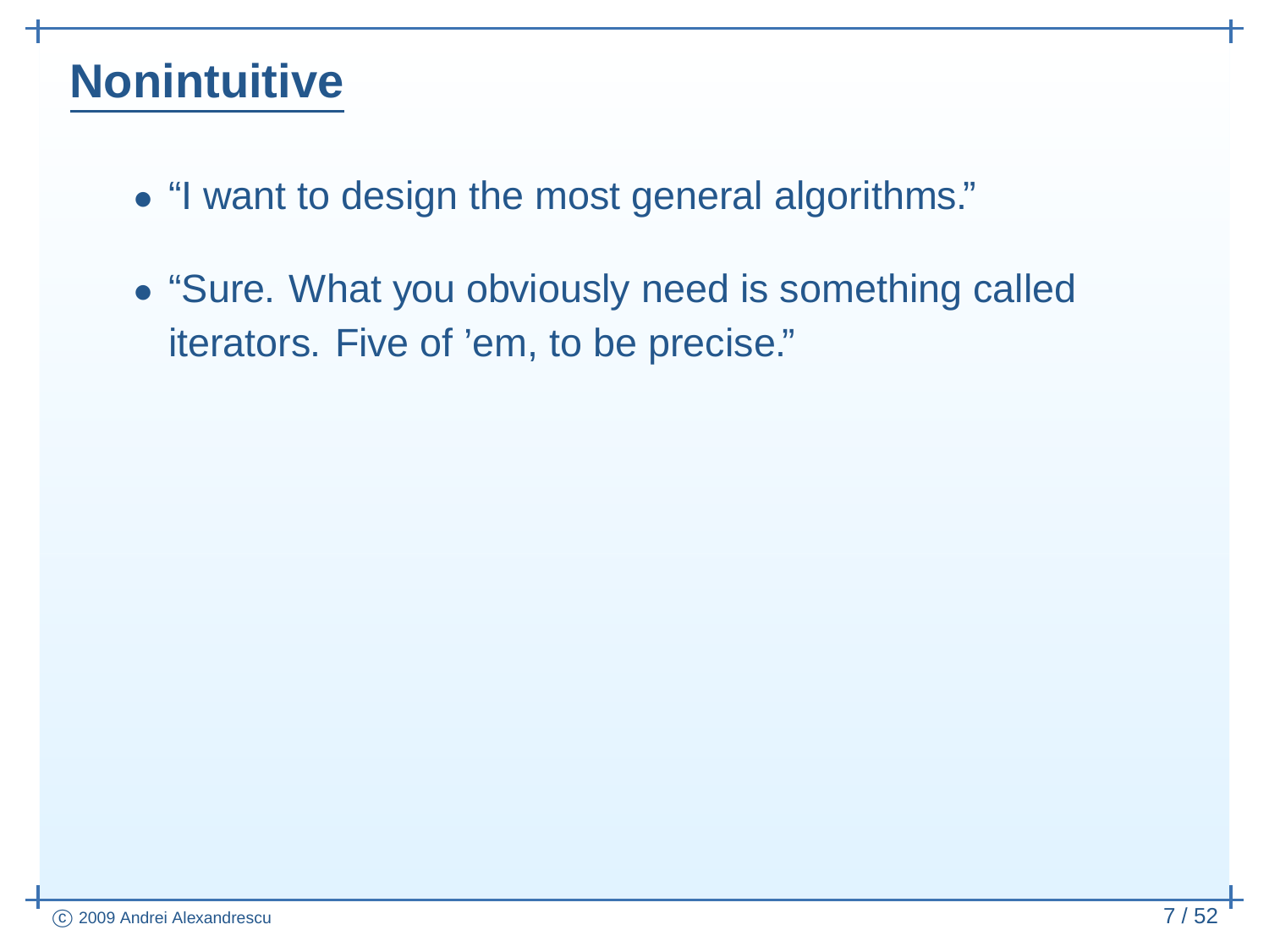# Nonintuitive

- “I want to design the most general algorithms.”
- “Sure. What you obviously need is something called iterators. Five of ’em, to be precise.”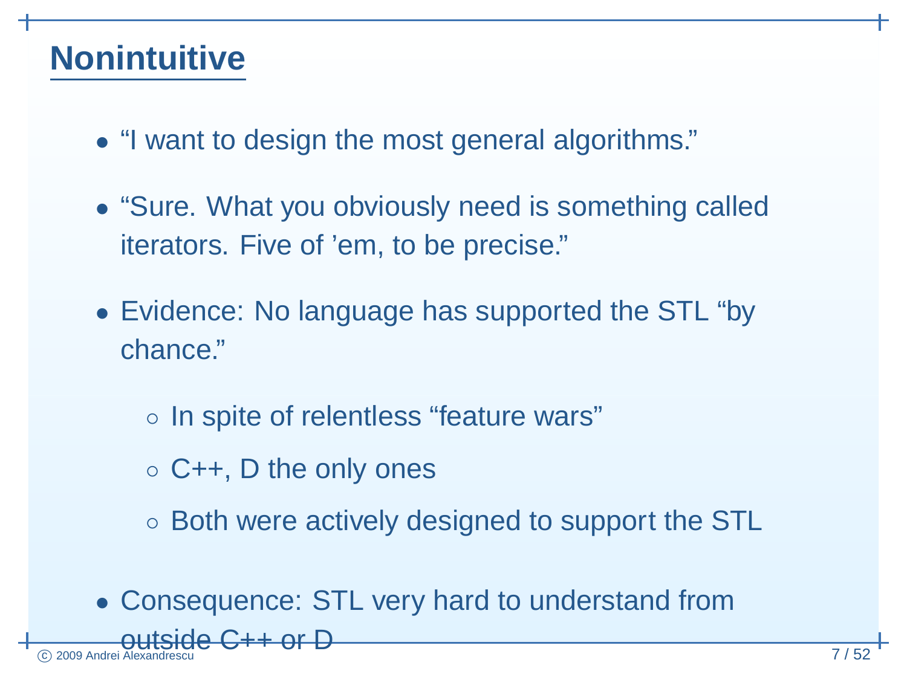## Nonintuitive

- "I want to design the most general algorithms."
- "Sure. What you obviously need is something called iterators. Five of 'em, to be precise."
- Evidence: No language has supported the STL "by chance."
  - In spite of relentless "feature wars"
  - C++, D the only ones
  - Both were actively designed to support the STL
- Consequence: STL very hard to understand from outside C++ or D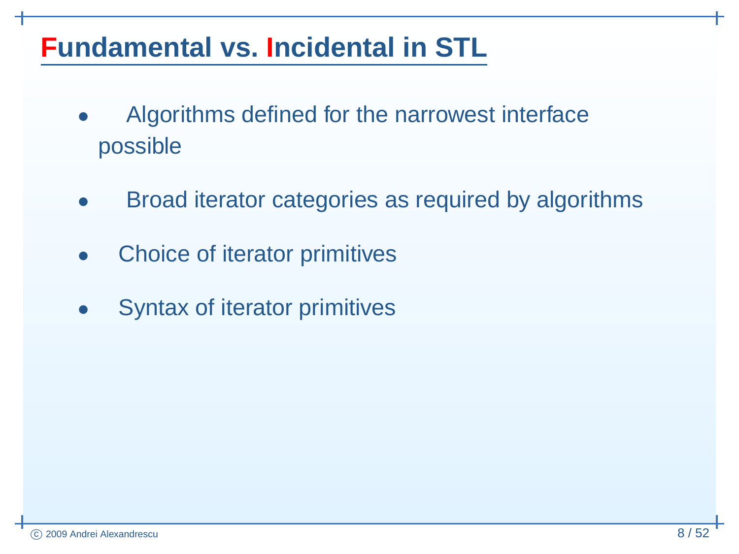# Fundamental vs. Incidental in STL

- Algorithms defined for the narrowest interface possible
- Broad iterator categories as required by algorithms
- Choice of iterator primitives
- Syntax of iterator primitives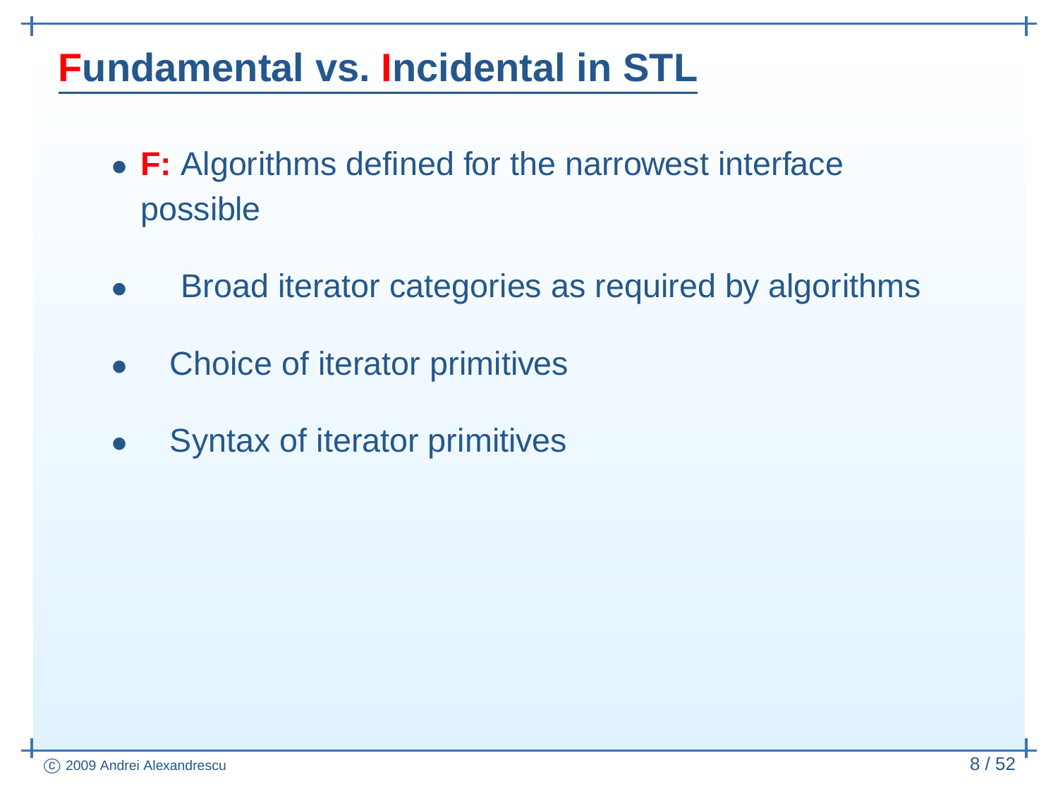# Fundamental vs. Incidental in STL

- **F:** Algorithms defined for the narrowest interface possible
- Broad iterator categories as required by algorithms
- Choice of iterator primitives
- Syntax of iterator primitives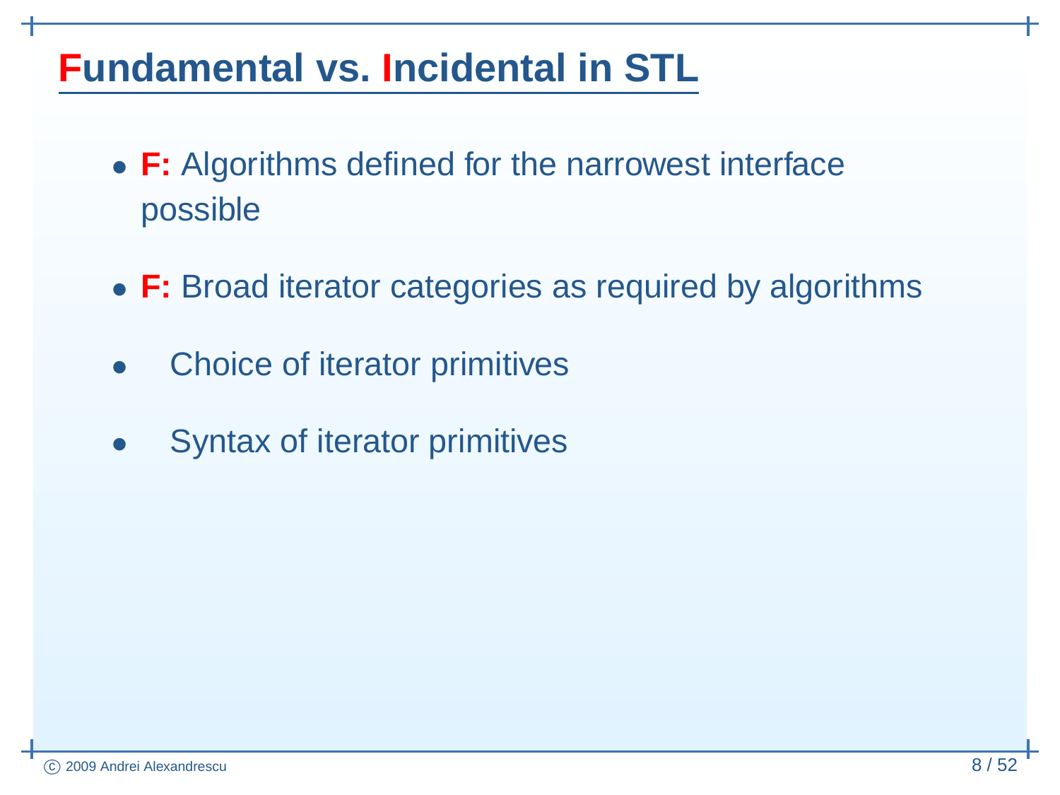# Fundamental vs. Incidental in STL

- **F:** Algorithms defined for the narrowest interface possible
- **F:** Broad iterator categories as required by algorithms
- Choice of iterator primitives
- Syntax of iterator primitives

© 2009 Andrei Alexandrescu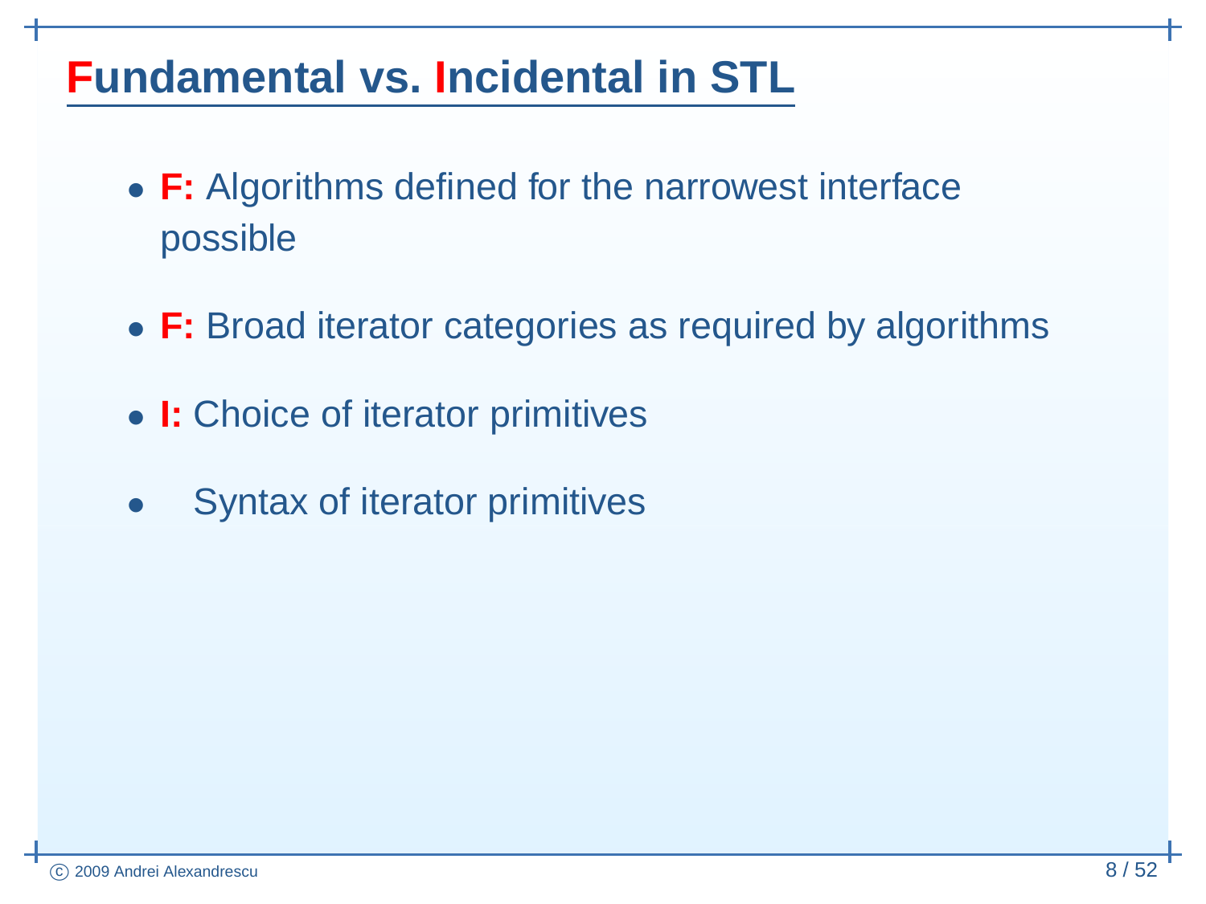# Fundamental vs. Incidental in STL

- **F:** Algorithms defined for the narrowest interface possible
- **F:** Broad iterator categories as required by algorithms
- **I:** Choice of iterator primitives
- Syntax of iterator primitives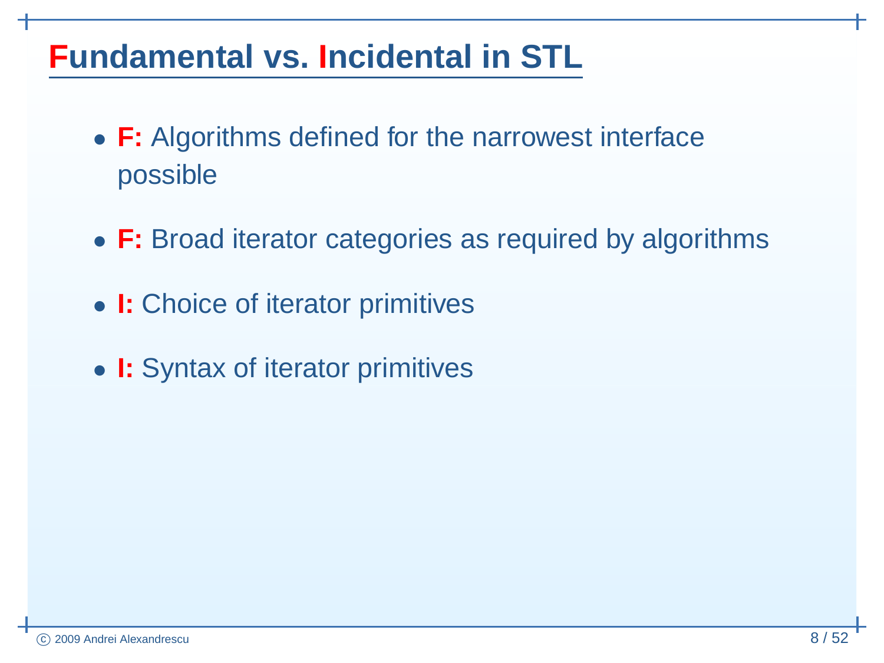# Fundamental vs. Incidental in STL

- **F:** Algorithms defined for the narrowest interface possible
- **F:** Broad iterator categories as required by algorithms
- **I:** Choice of iterator primitives
- **I:** Syntax of iterator primitives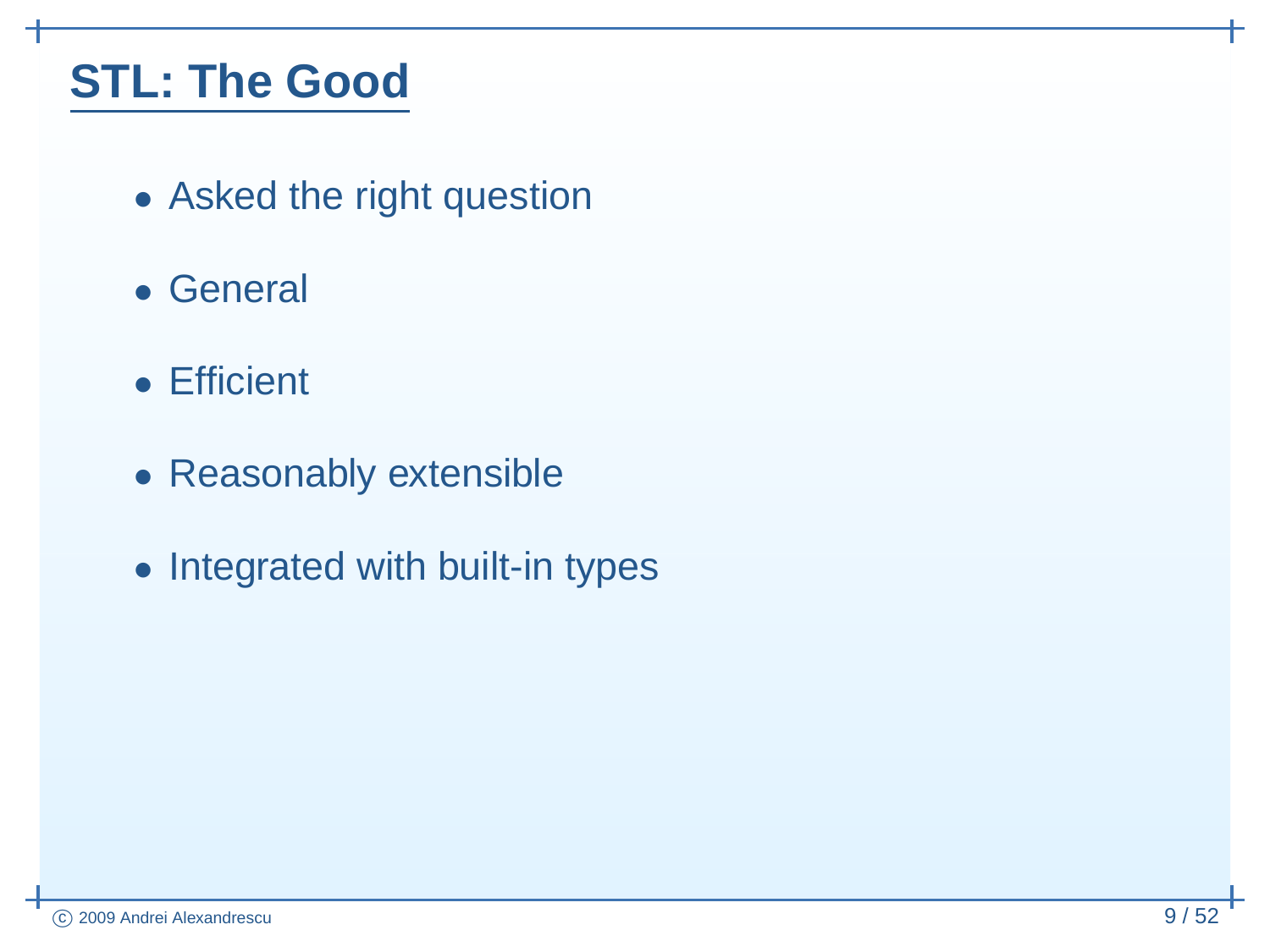# STL: The Good

- Asked the right question
- General
- Efficient
- Reasonably extensible
- Integrated with built-in types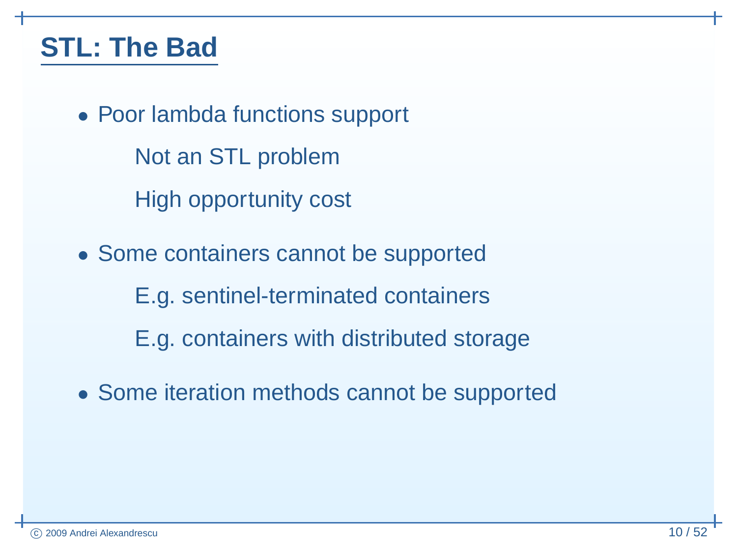## STL: The Bad

- Poor lambda functions support

  Not an STL problem

  High opportunity cost

- Some containers cannot be supported

  E.g. sentinel-terminated containers

  E.g. containers with distributed storage

- Some iteration methods cannot be supported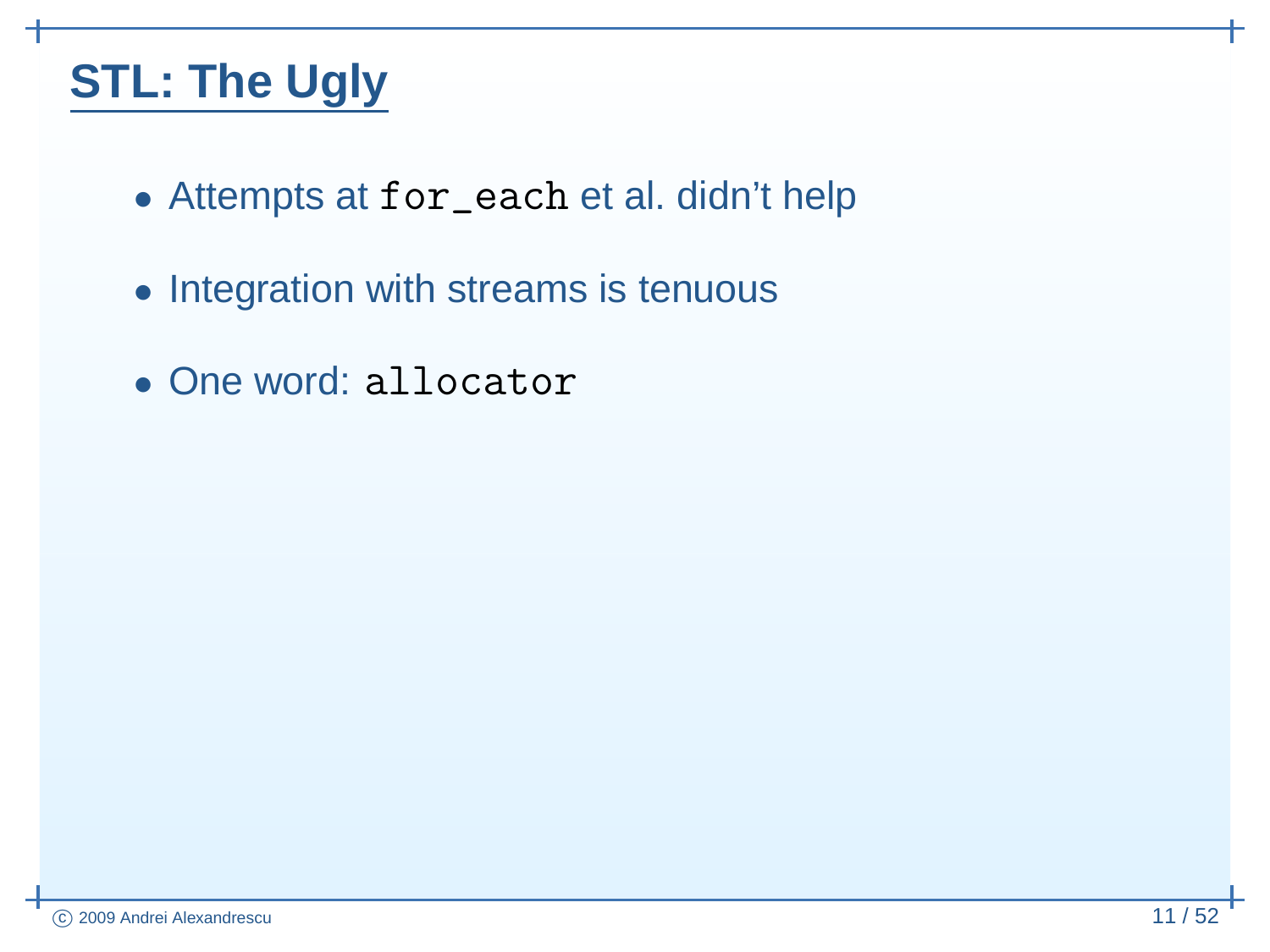## STL: The Ugly

- Attempts at `for_each` et al. didn't help
- Integration with streams is tenuous
- One word: `allocator`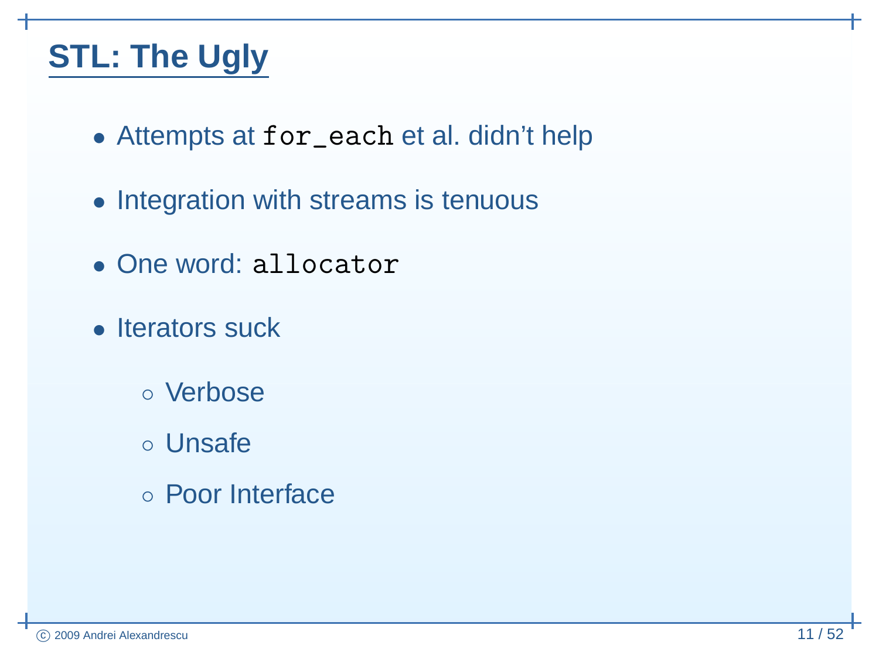## STL: The Ugly

- Attempts at `for_each` et al. didn't help
- Integration with streams is tenuous
- One word: `allocator`
- Iterators suck
  - Verbose
  - Unsafe
  - Poor Interface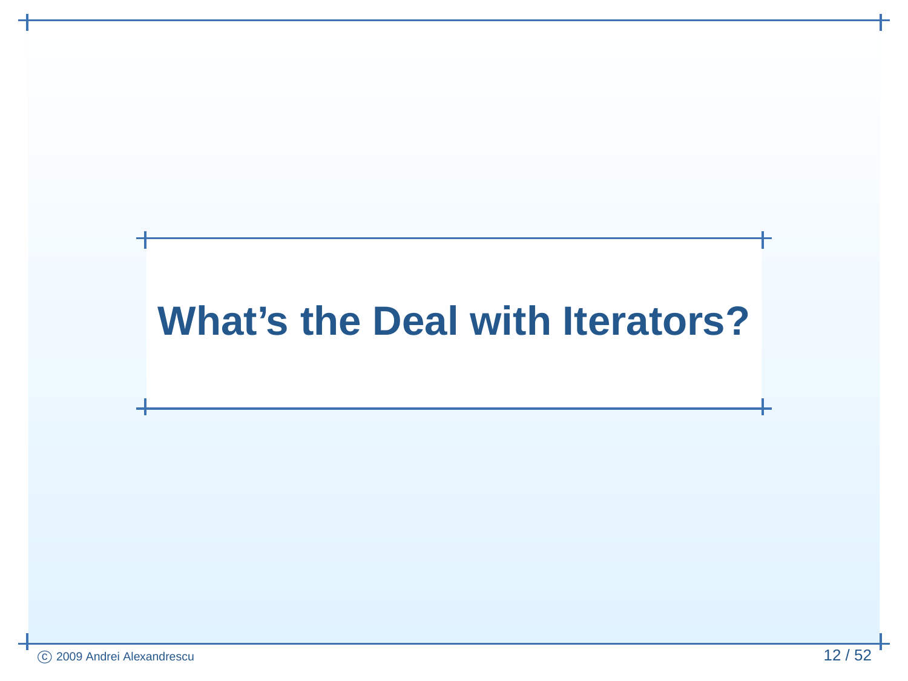# What's the Deal with Iterators?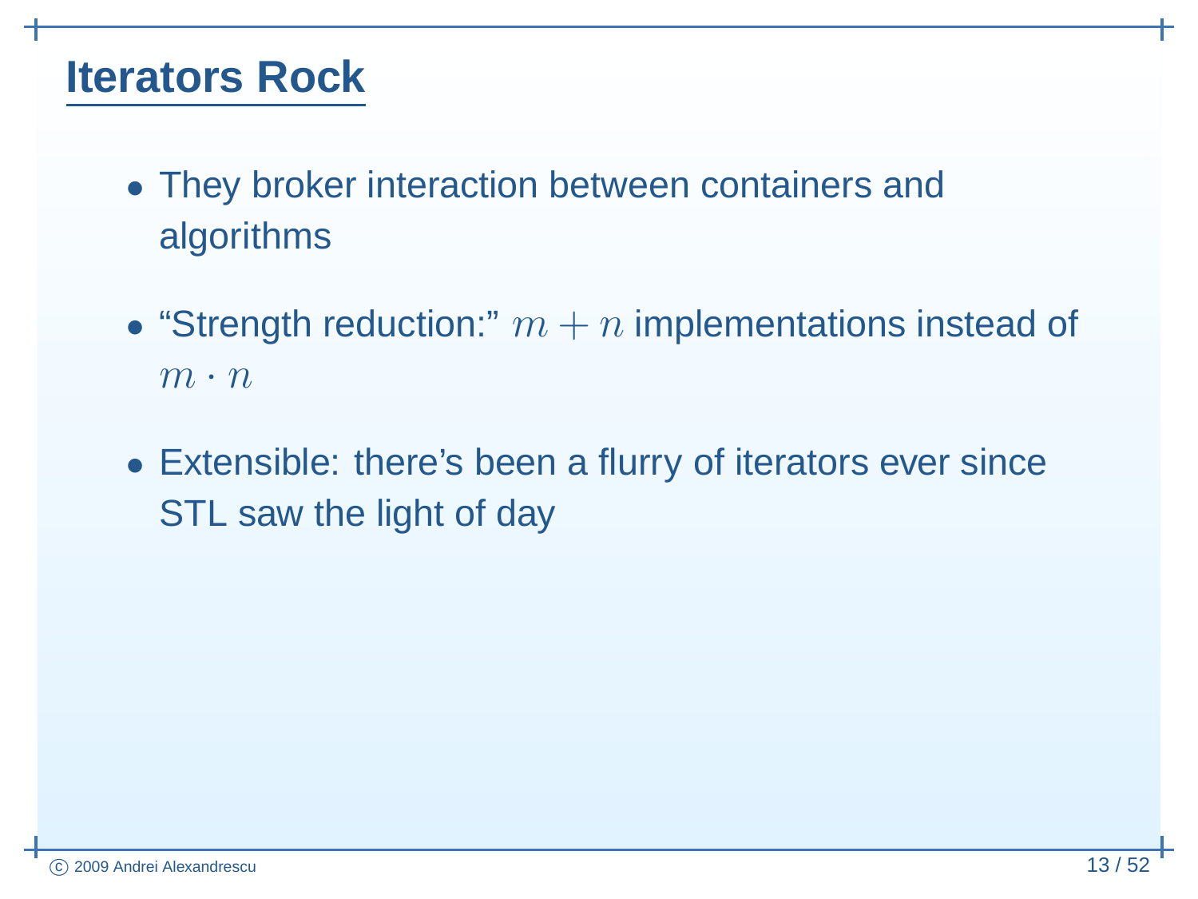# Iterators Rock

- They broker interaction between containers and algorithms
- "Strength reduction:" $m + n$ implementations instead of $m \cdot n$
- Extensible: there's been a flurry of iterators ever since STL saw the light of day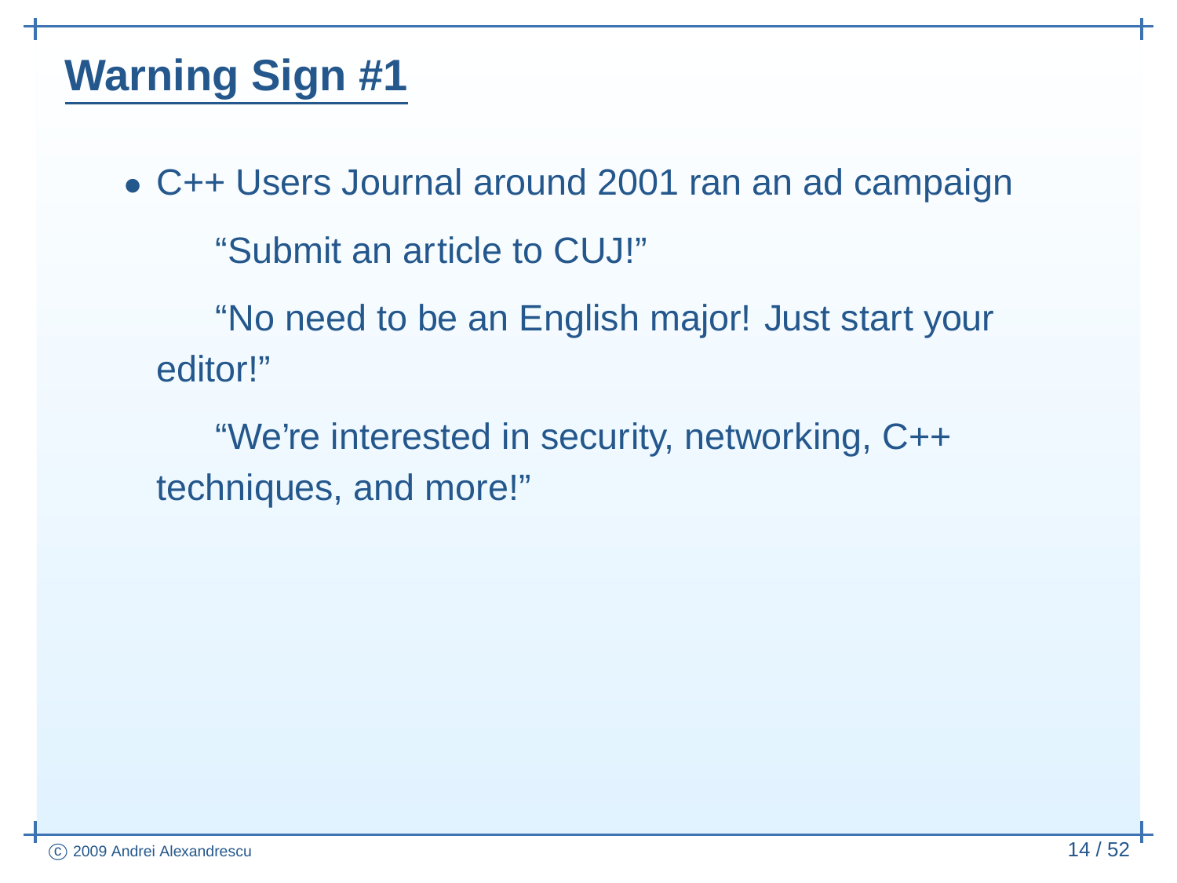# Warning Sign #1

- C++ Users Journal around 2001 ran an ad campaign

  "Submit an article to CUJ!"

  "No need to be an English major! Just start your editor!"

  "We're interested in security, networking, C++ techniques, and more!"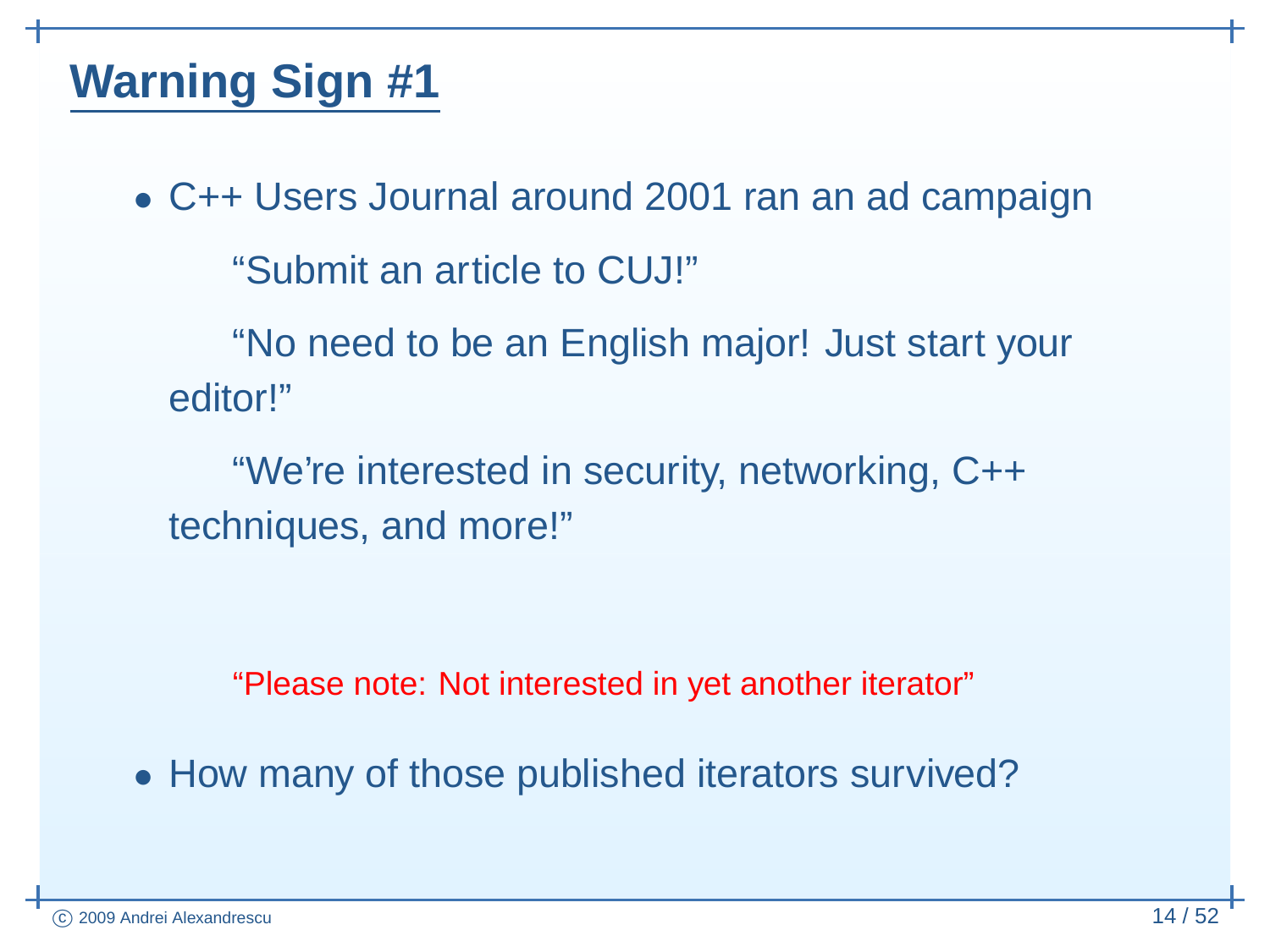## Warning Sign #1

- C++ Users Journal around 2001 ran an ad campaign

  "Submit an article to CUJ!"

  "No need to be an English major! Just start your editor!"

  "We're interested in security, networking, C++ techniques, and more!"

  "Please note: Not interested in yet another iterator"

- How many of those published iterators survived?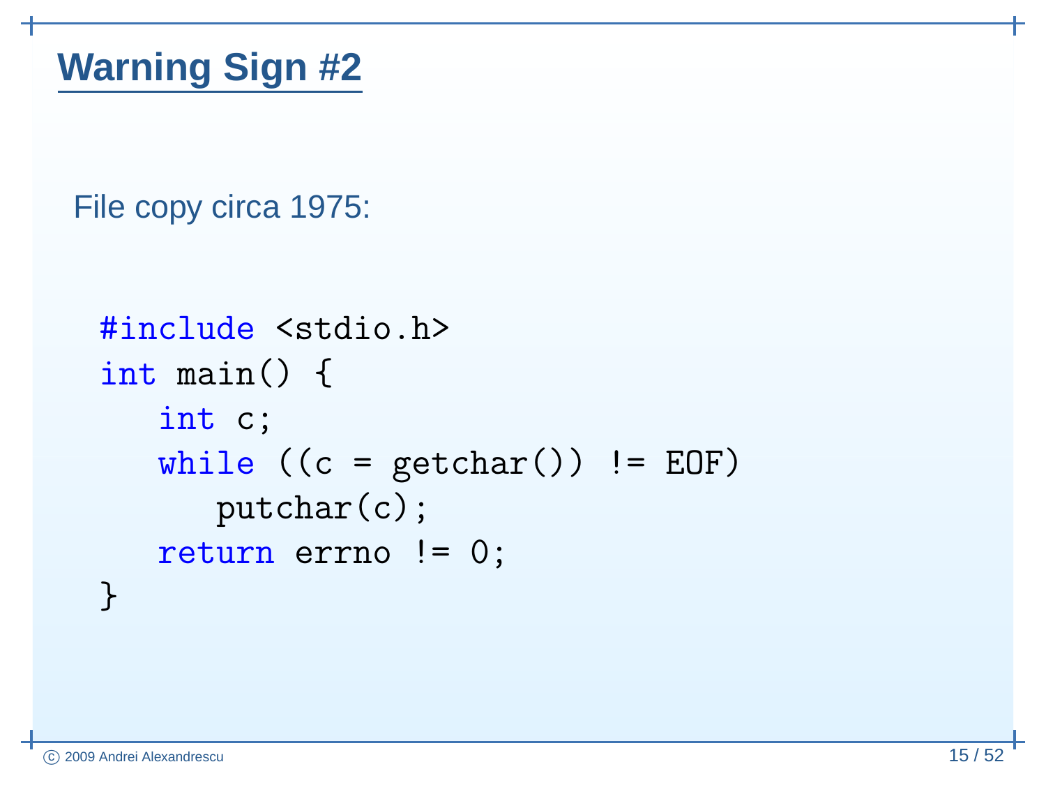# Warning Sign #2

File copy circa 1975:

```
#include <stdio.h>
int main() {
   int c;
   while ((c = getchar()) != EOF)
      putchar(c);
   return errno != 0;
}
```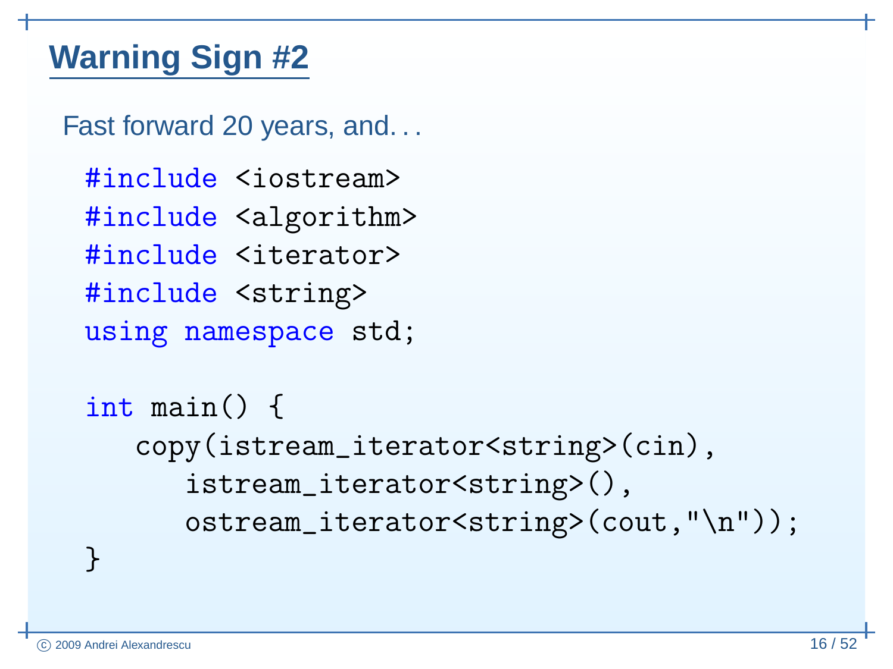## Warning Sign #2

Fast forward 20 years, and. . .

```
#include <iostream>
#include <algorithm>
#include <iterator>
#include <string>
using namespace std;

int main() {
   copy(istream_iterator<string>(cin),
      istream_iterator<string>(),
      ostream_iterator<string>(cout,"\n"));
}
```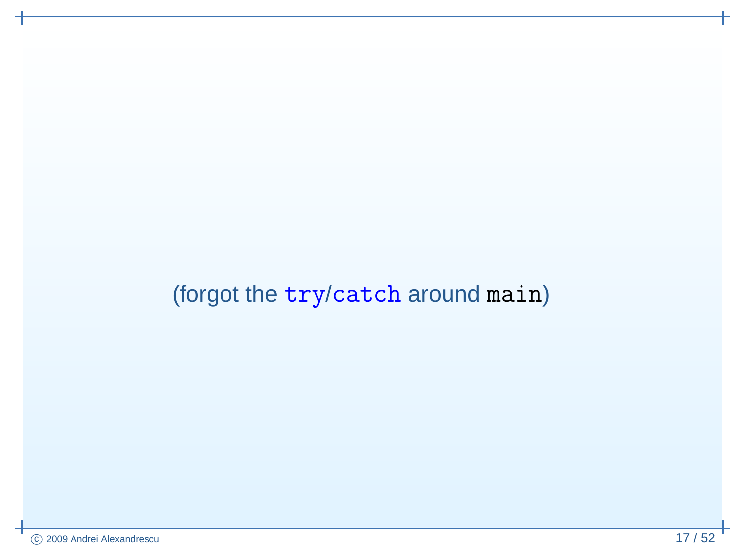(forgot the `try`/`catch` around `main`)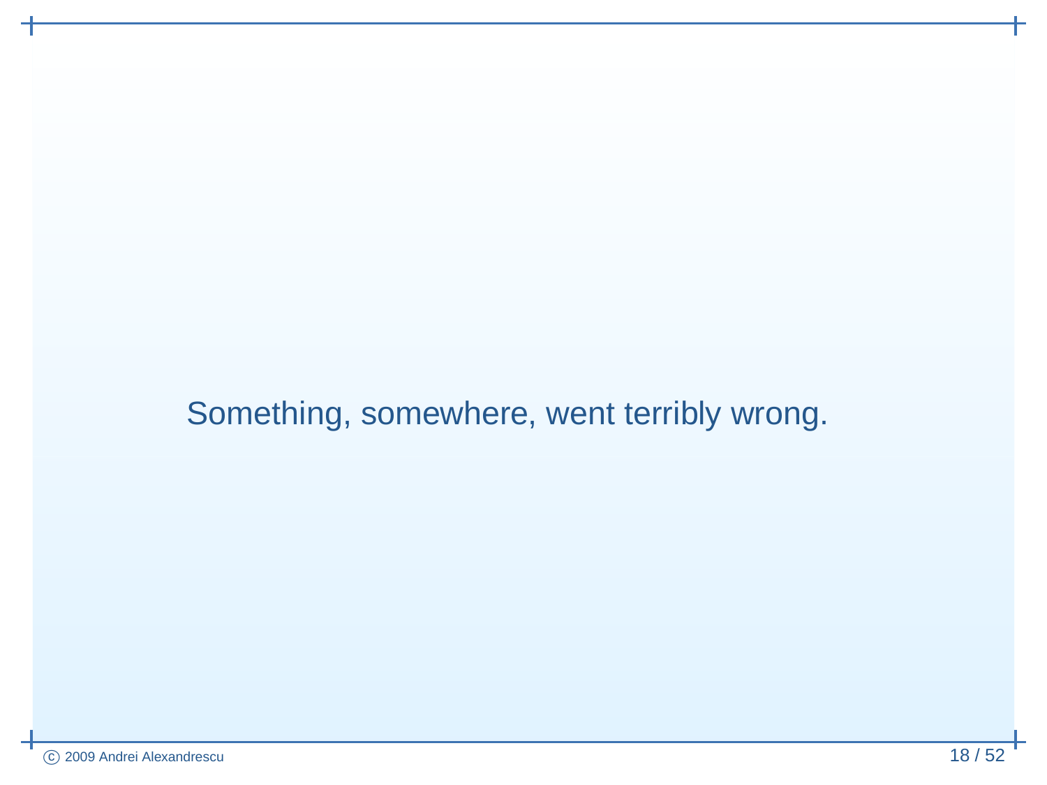Something, somewhere, went terribly wrong.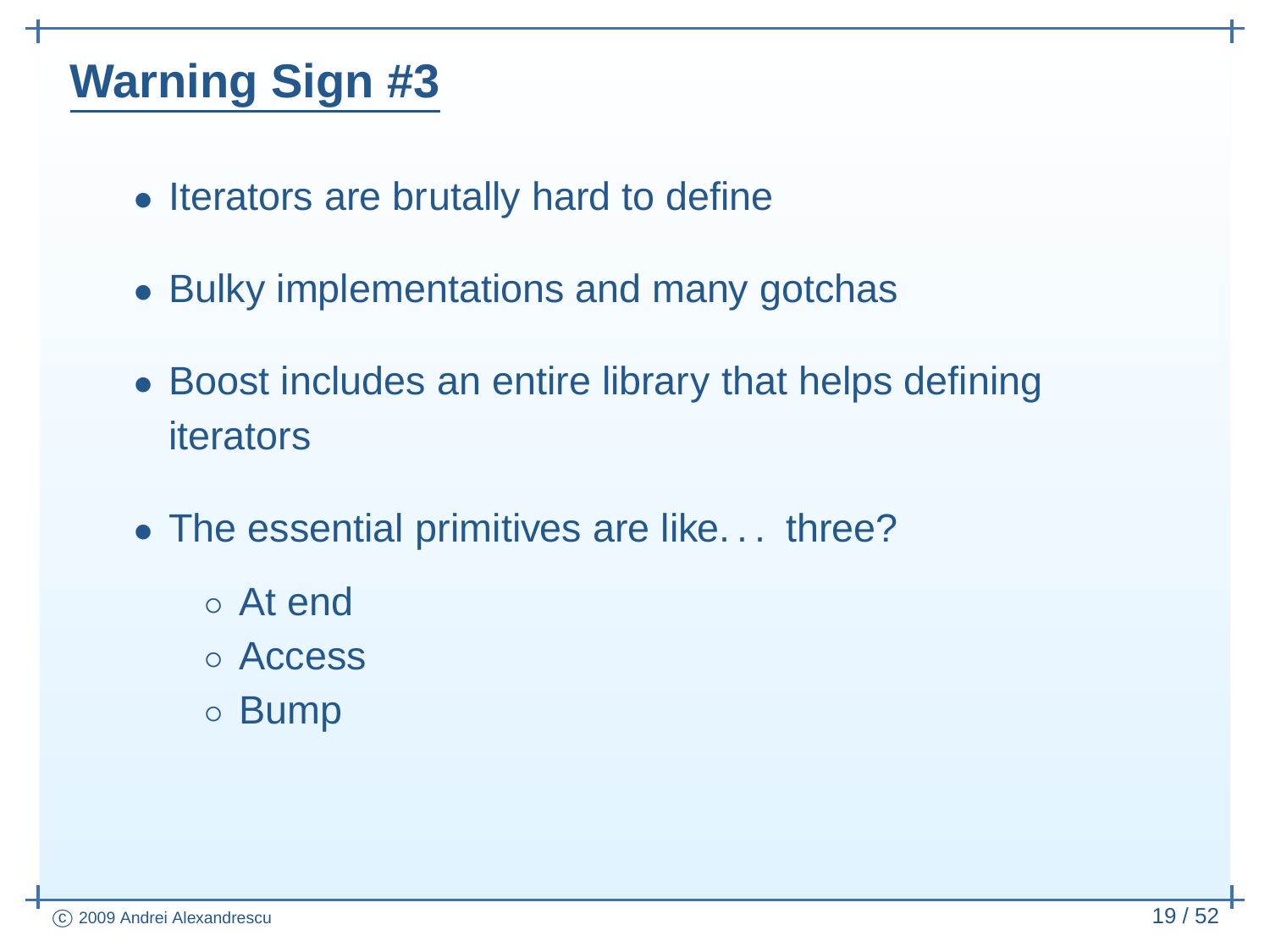# Warning Sign #3

- Iterators are brutally hard to define
- Bulky implementations and many gotchas
- Boost includes an entire library that helps defining iterators
- The essential primitives are like... three?
  - At end
  - Access
  - Bump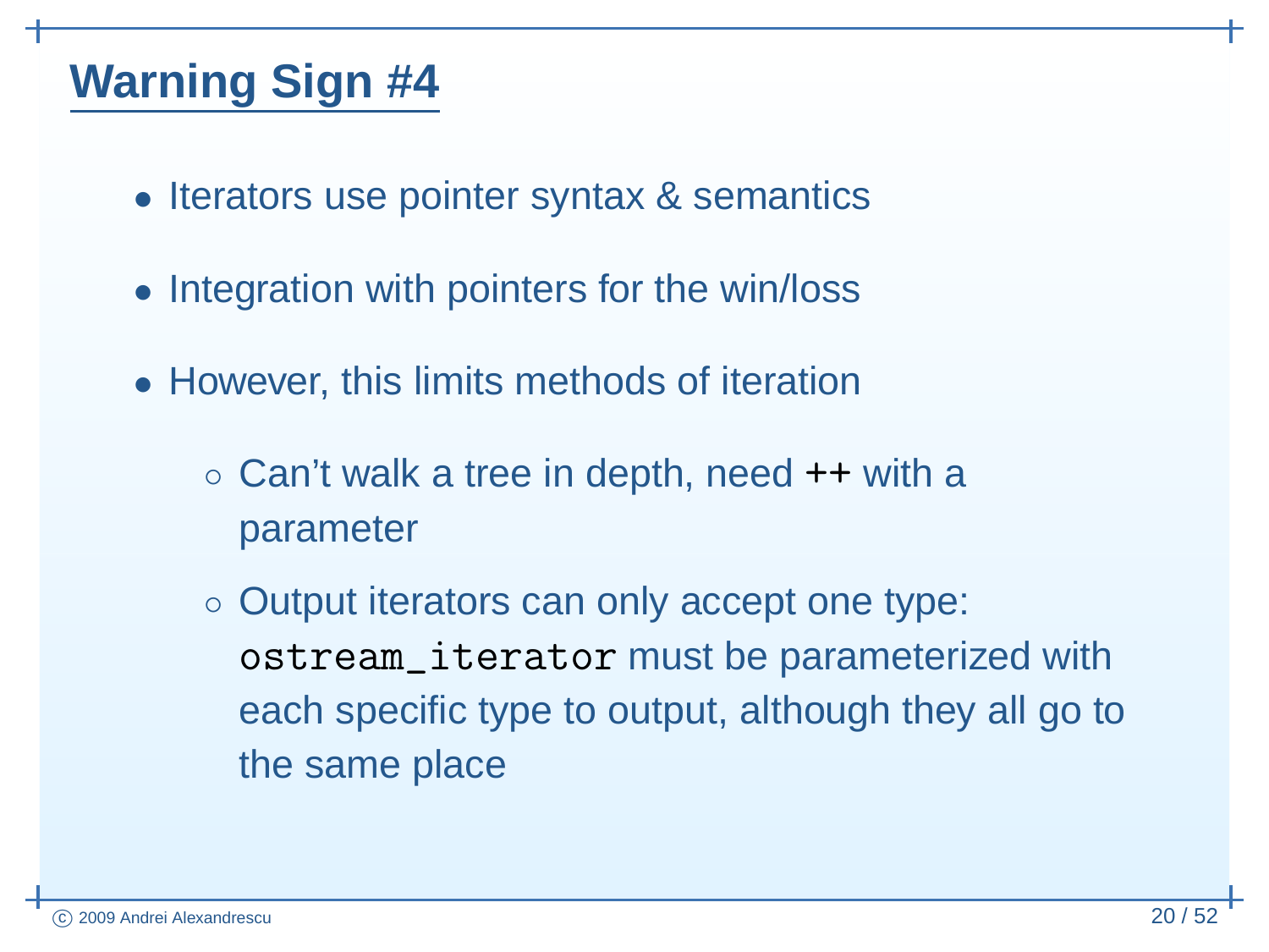## Warning Sign #4

- Iterators use pointer syntax & semantics
- Integration with pointers for the win/loss
- However, this limits methods of iteration
  - Can't walk a tree in depth, need `++` with a parameter
  - Output iterators can only accept one type: `ostream_iterator` must be parameterized with each specific type to output, although they all go to the same place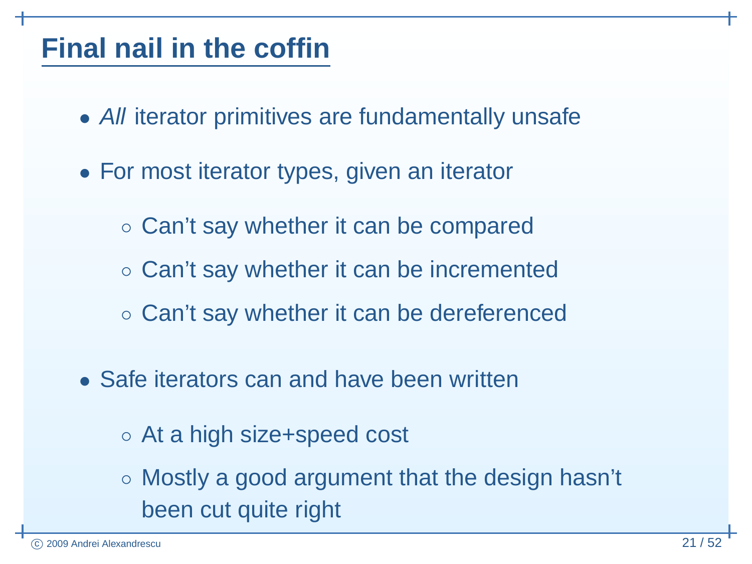# Final nail in the coffin

- *All* iterator primitives are fundamentally unsafe
- For most iterator types, given an iterator
  - Can't say whether it can be compared
  - Can't say whether it can be incremented
  - Can't say whether it can be dereferenced
- Safe iterators can and have been written
  - At a high size+speed cost
  - Mostly a good argument that the design hasn't been cut quite right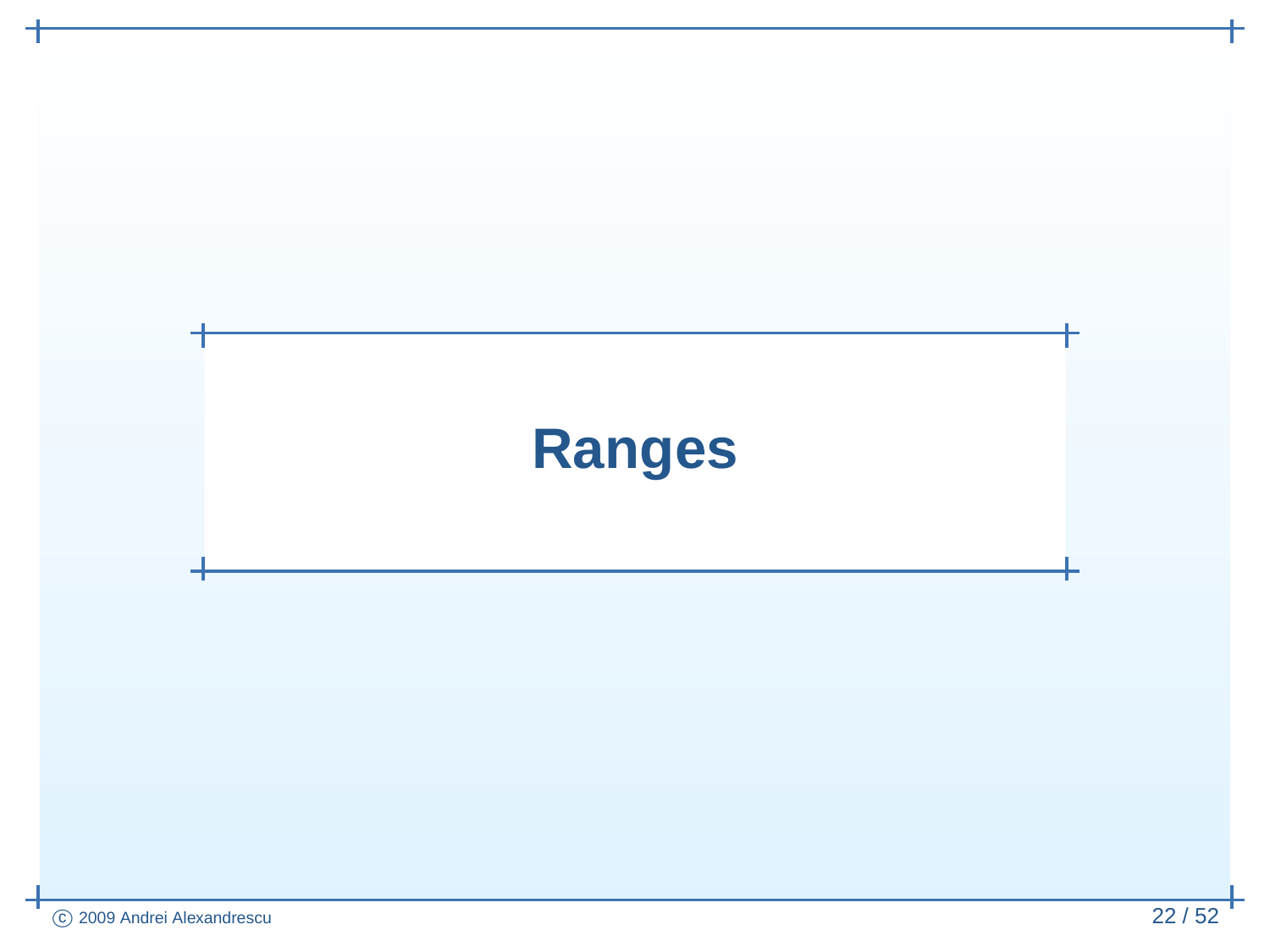# Ranges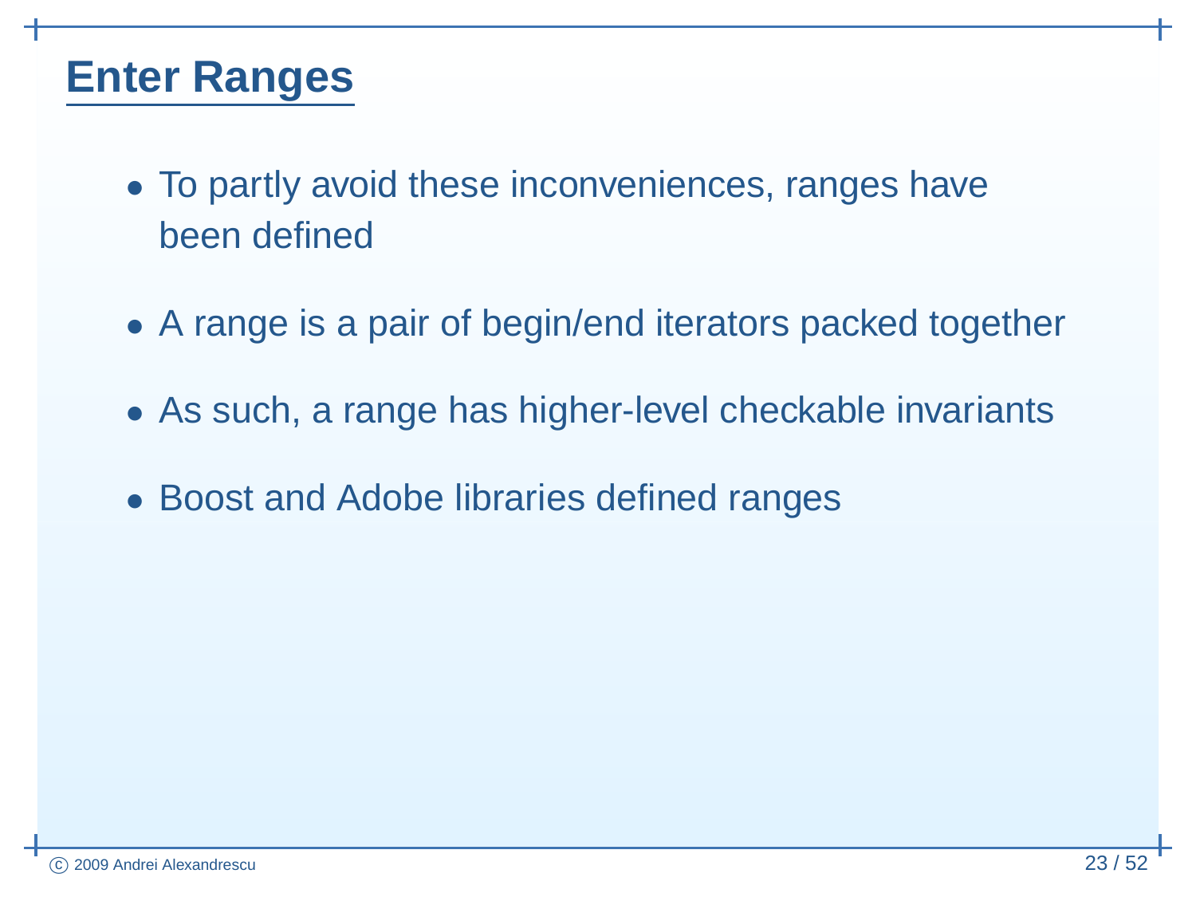## Enter Ranges

- To partly avoid these inconveniences, ranges have been defined
- A range is a pair of begin/end iterators packed together
- As such, a range has higher-level checkable invariants
- Boost and Adobe libraries defined ranges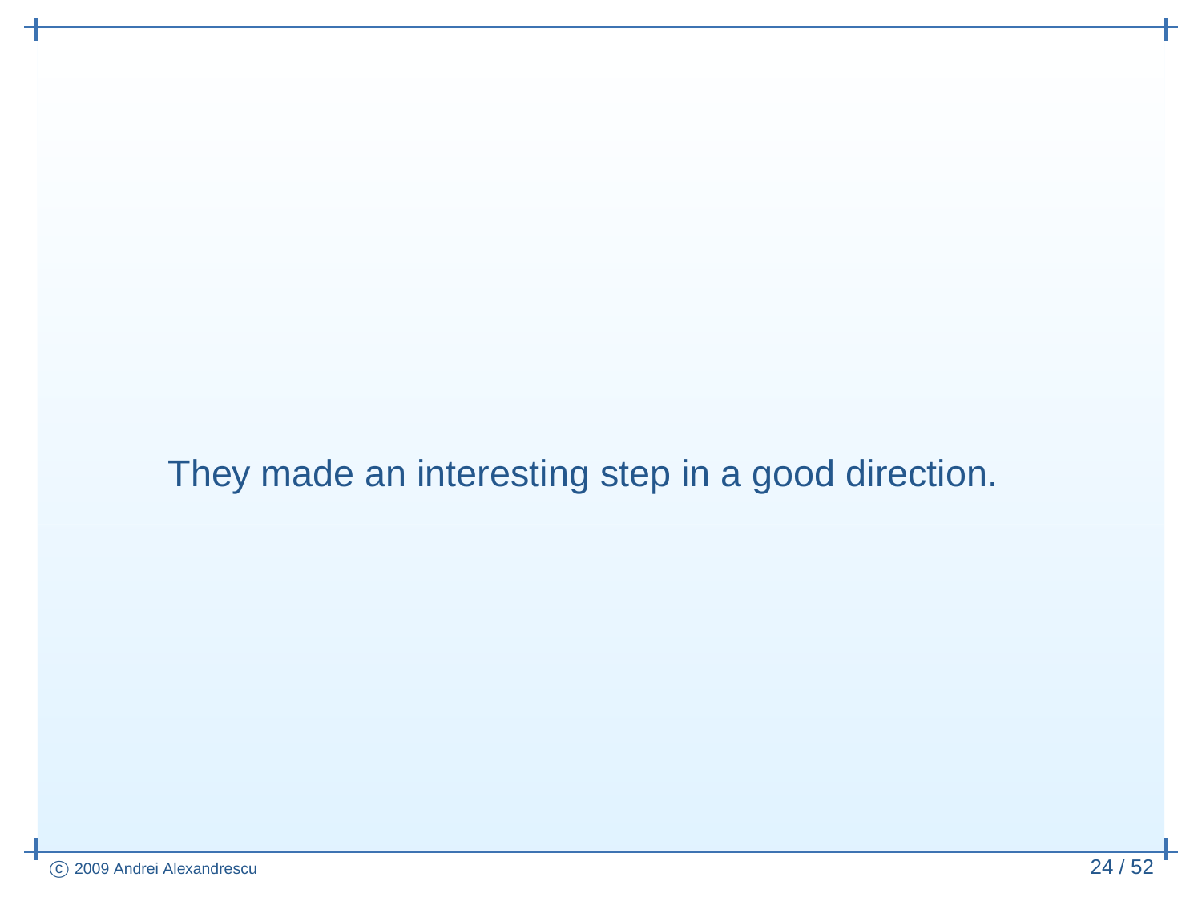They made an interesting step in a good direction.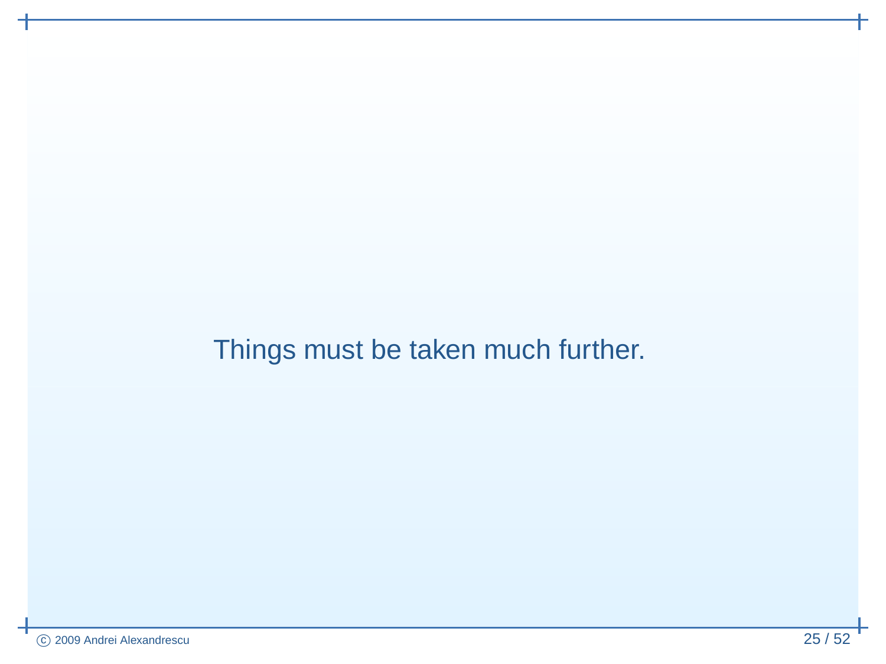Things must be taken much further.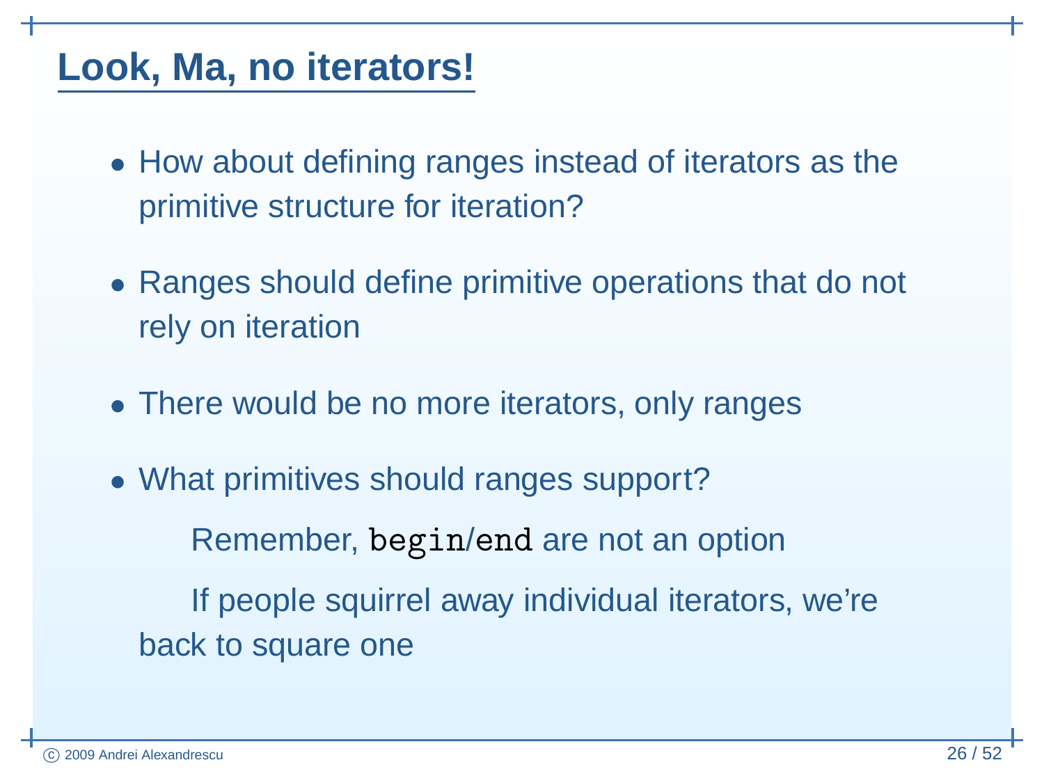## Look, Ma, no iterators!

- How about defining ranges instead of iterators as the primitive structure for iteration?
- Ranges should define primitive operations that do not rely on iteration
- There would be no more iterators, only ranges
- What primitives should ranges support?

  Remember, `begin`/`end` are not an option

  If people squirrel away individual iterators, we're back to square one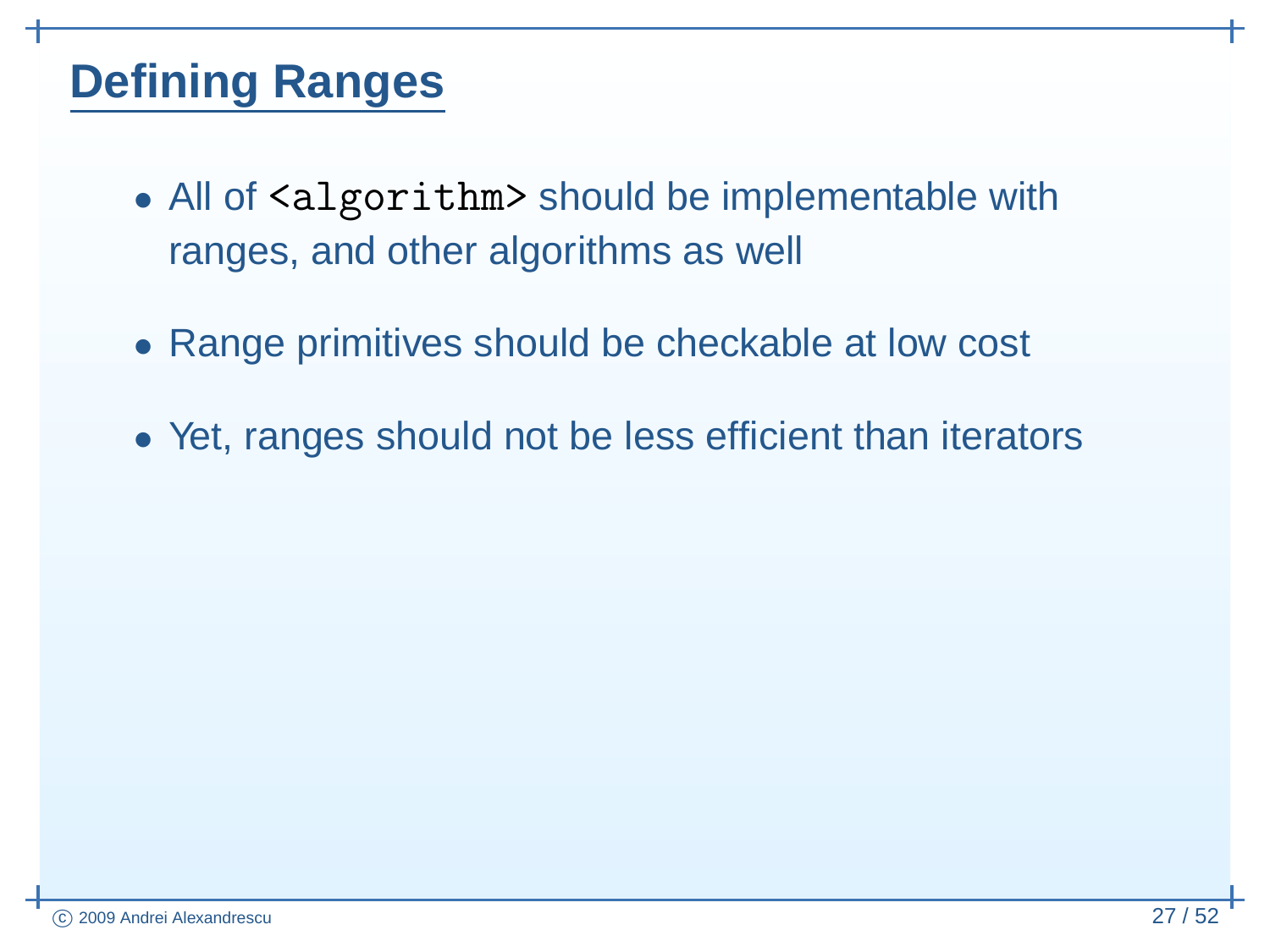# Defining Ranges

- All of `<algorithm>` should be implementable with ranges, and other algorithms as well
- Range primitives should be checkable at low cost
- Yet, ranges should not be less efficient than iterators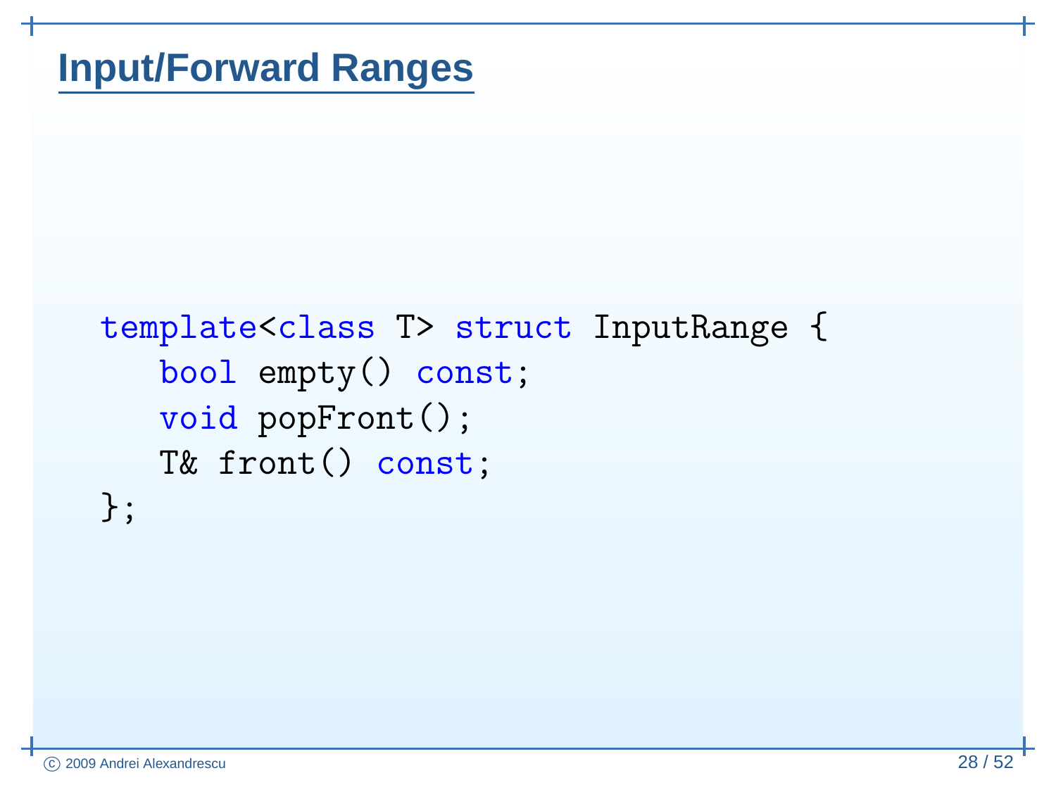# Input/Forward Ranges

```
template<class T> struct InputRange {
   bool empty() const;
   void popFront();
   T& front() const;
};
```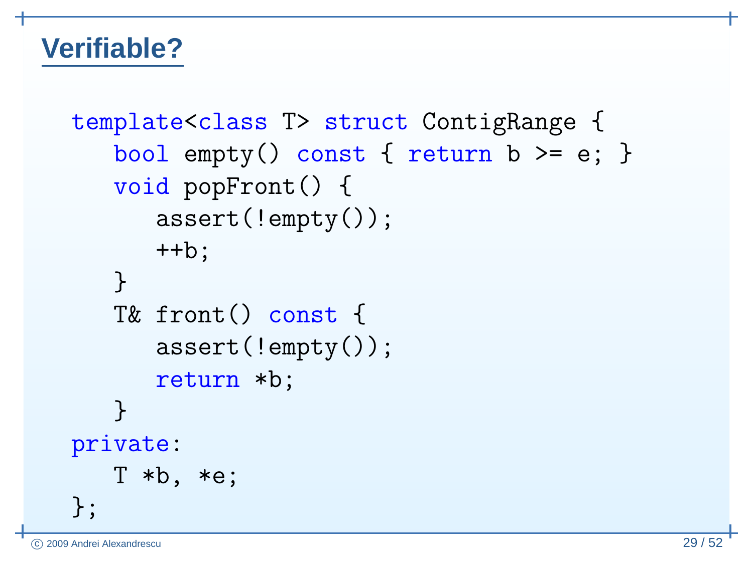# Verifiable?

```
template<class T> struct ContigRange {
   bool empty() const { return b >= e; }
   void popFront() {
      assert(!empty());
      ++b;
   }
   T& front() const {
      assert(!empty());
      return *b;
   }
private:
   T *b, *e;
};
```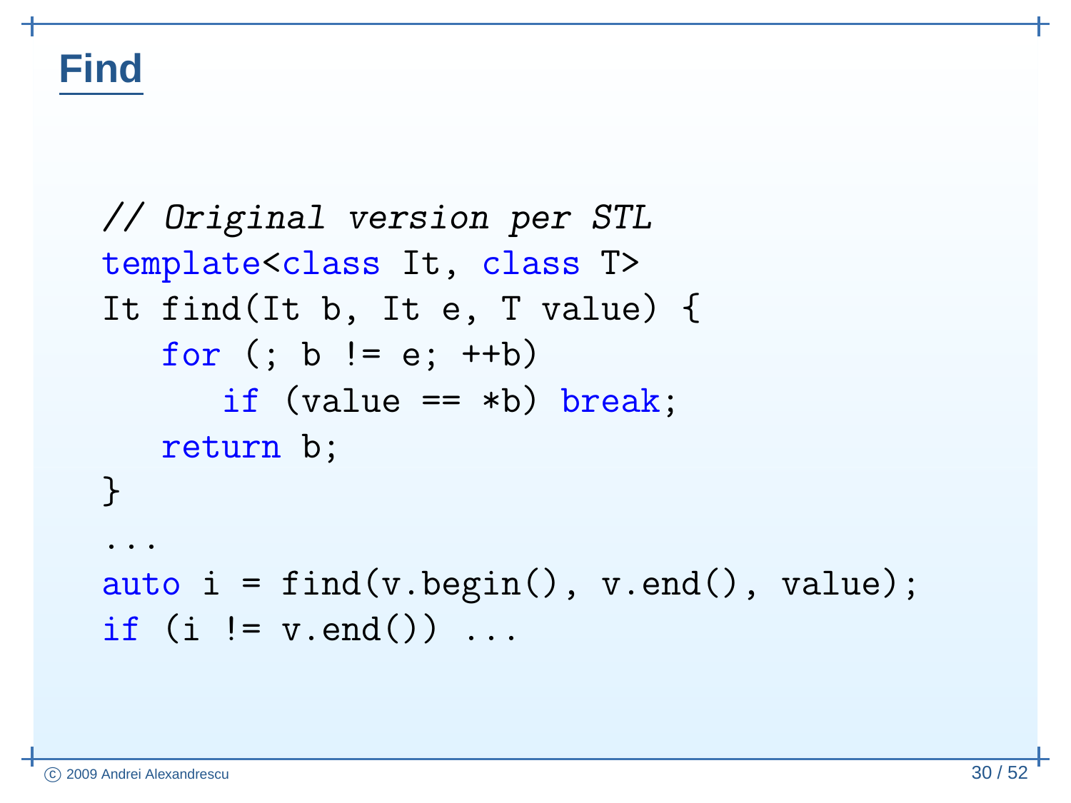# Find

```cpp
// Original version per STL
template<class It, class T>
It find(It b, It e, T value) {
   for (; b != e; ++b)
      if (value == *b) break;
   return b;
}
...
auto i = find(v.begin(), v.end(), value);
if (i != v.end()) ...
```

© 2009 Andrei Alexandrescu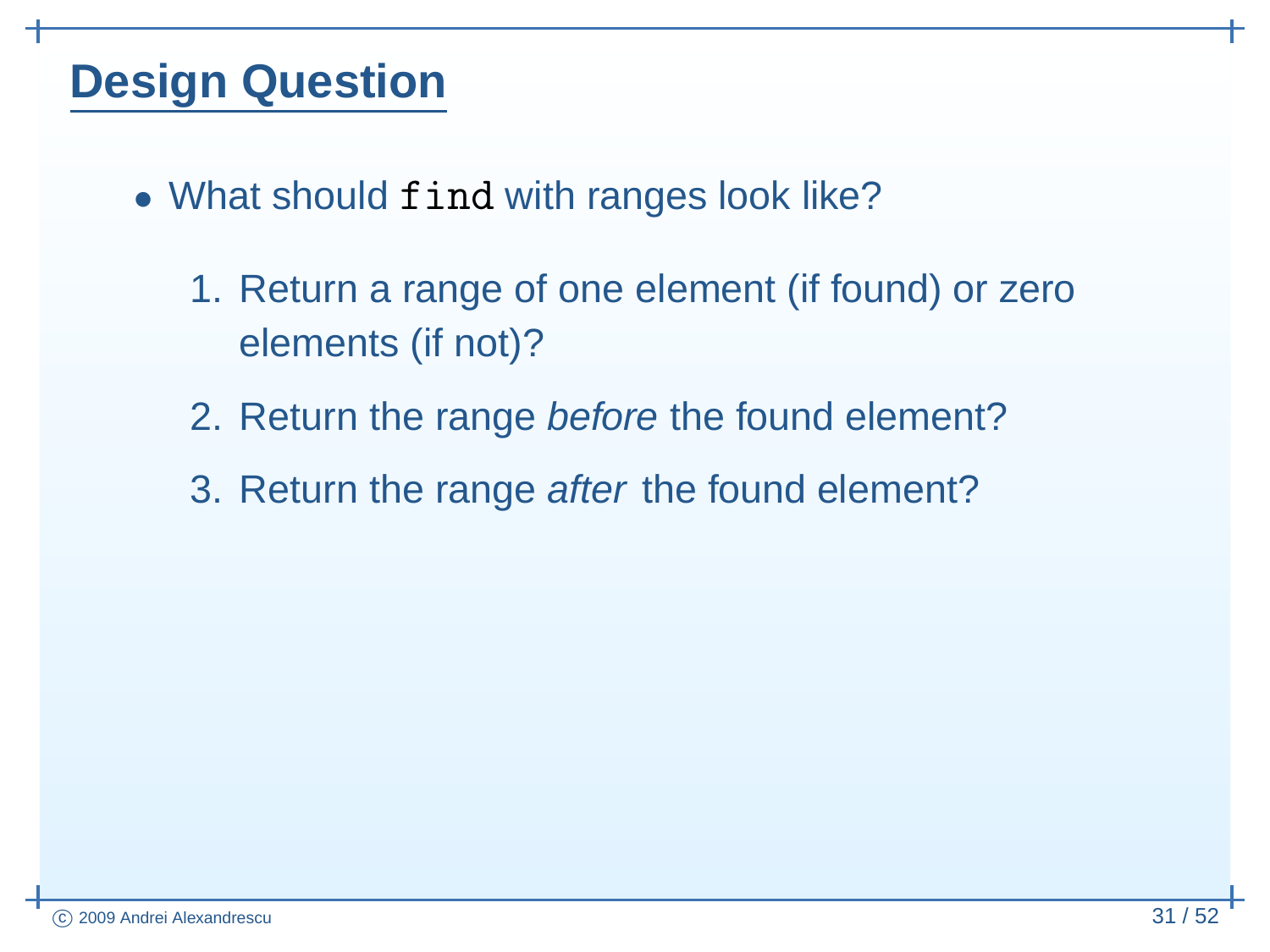# Design Question

- What should `find` with ranges look like?

  1. Return a range of one element (if found) or zero elements (if not)?
  2. Return the range *before* the found element?
  3. Return the range *after* the found element?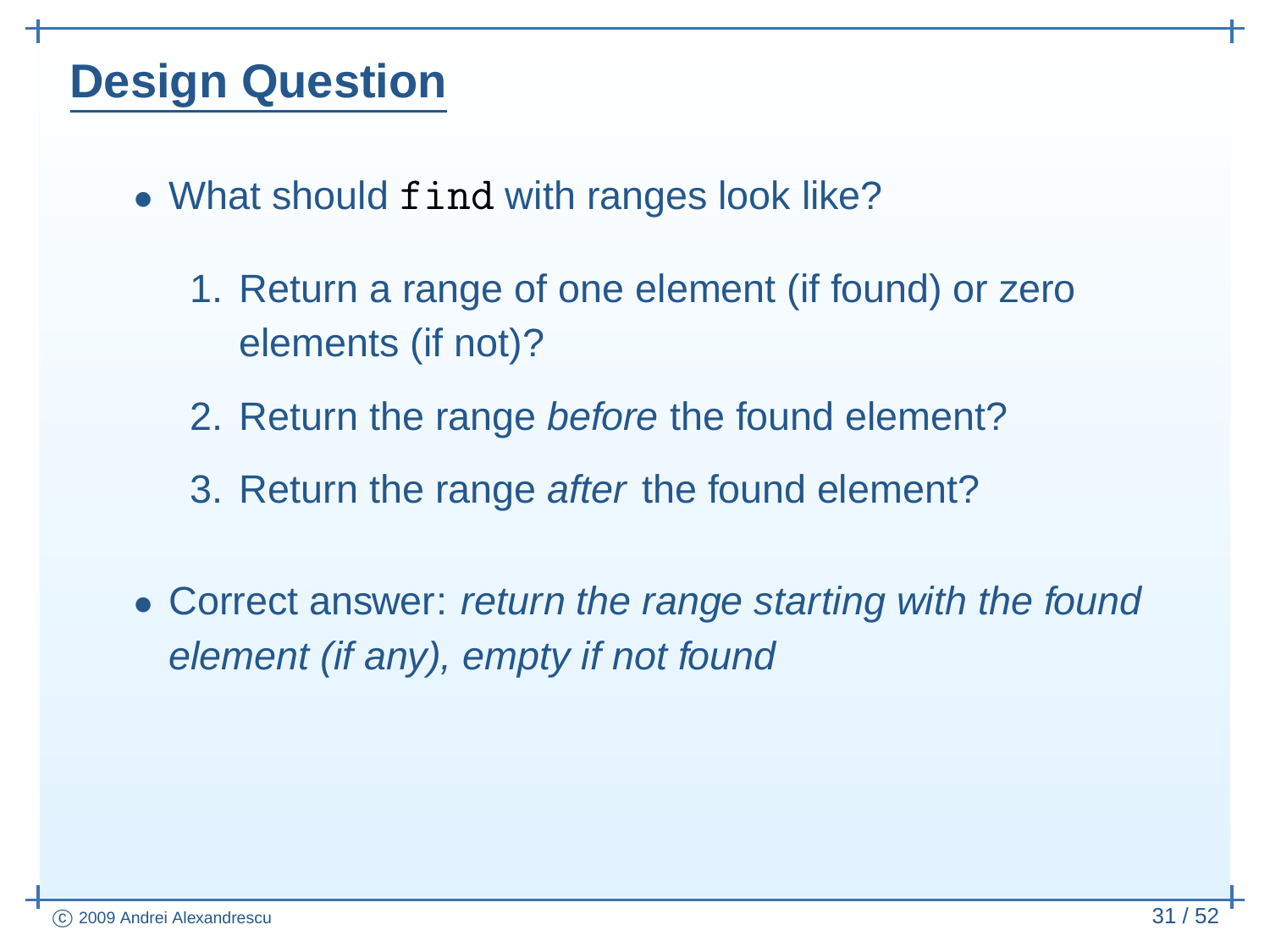## Design Question

- What should `find` with ranges look like?

  1. Return a range of one element (if found) or zero elements (if not)?
  2. Return the range *before* the found element?
  3. Return the range *after* the found element?

- Correct answer: *return the range starting with the found element (if any), empty if not found*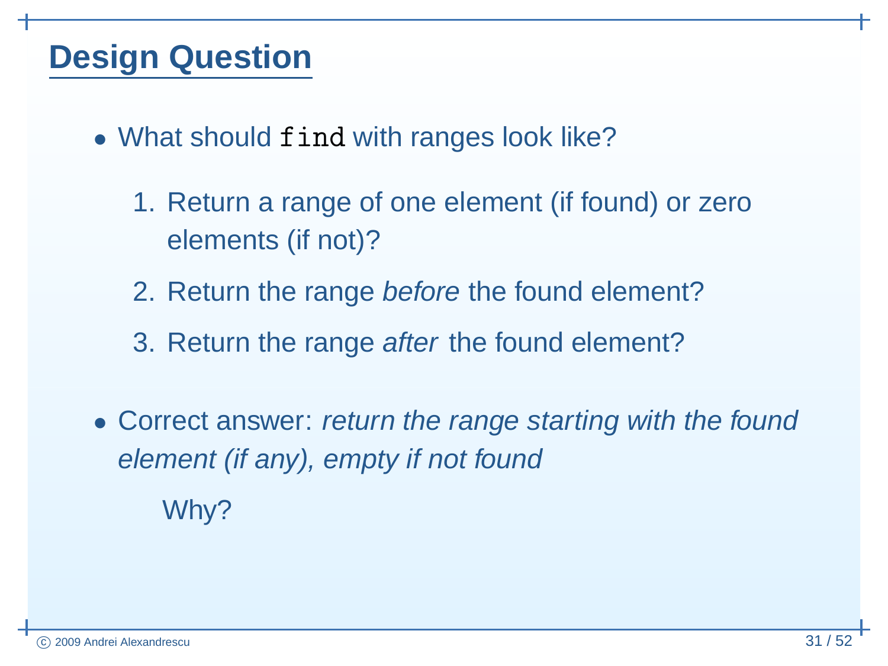# Design Question

- What should `find` with ranges look like?

  1. Return a range of one element (if found) or zero elements (if not)?
  2. Return the range *before* the found element?
  3. Return the range *after* the found element?

- Correct answer: *return the range starting with the found element (if any), empty if not found*

  Why?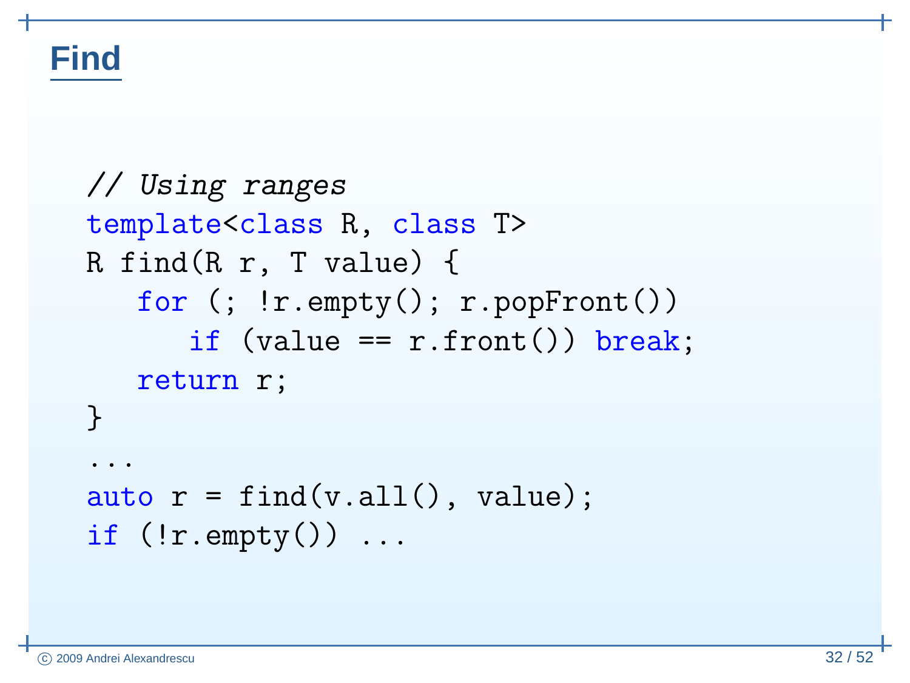# Find

```
// Using ranges
template<class R, class T>
R find(R r, T value) {
   for (; !r.empty(); r.popFront())
      if (value == r.front()) break;
   return r;
}
...
auto r = find(v.all(), value);
if (!r.empty()) ...
```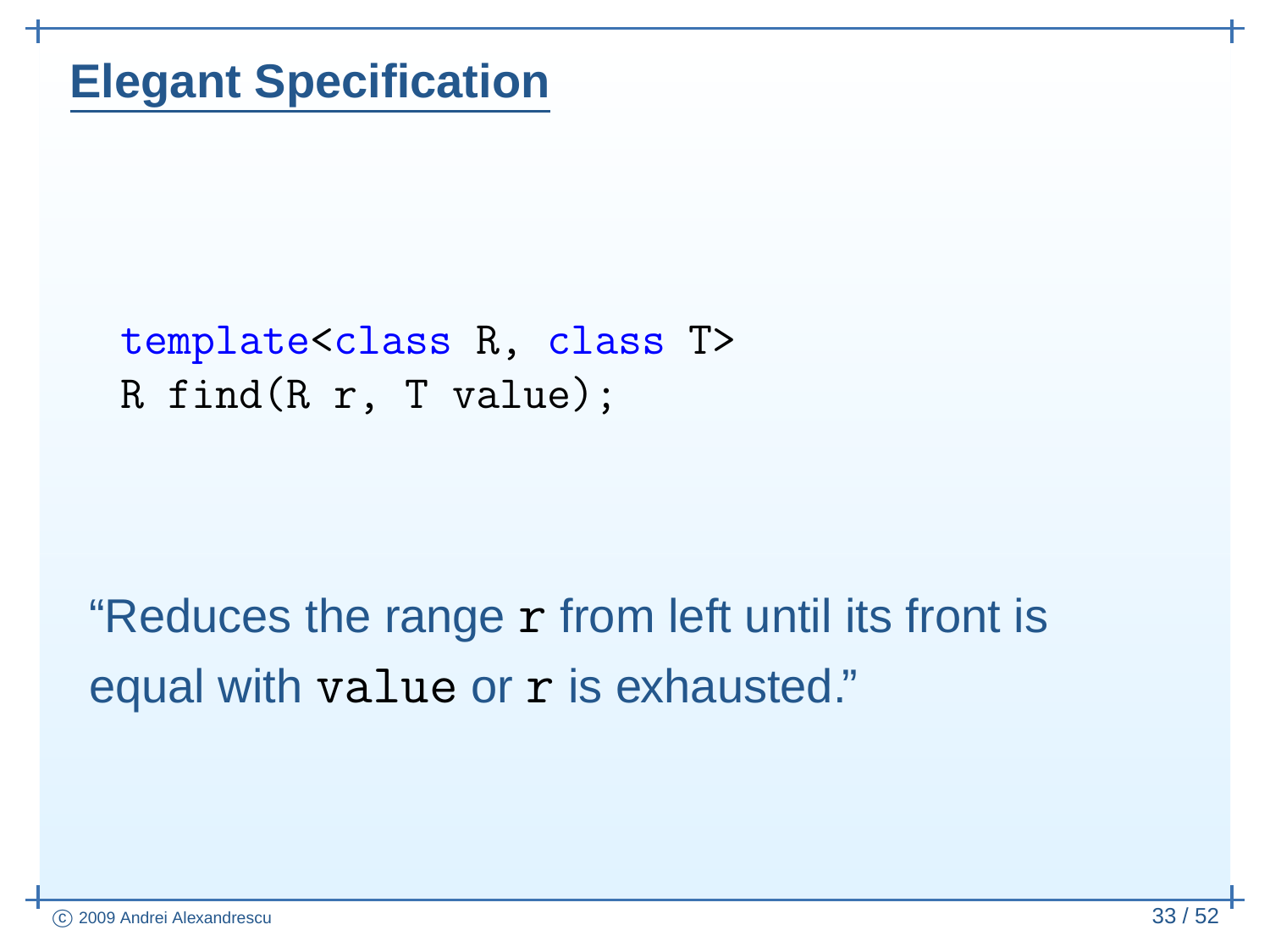# Elegant Specification

```
template<class R, class T>
R find(R r, T value);
```

"Reduces the range `r` from left until its front is equal with `value` or `r` is exhausted."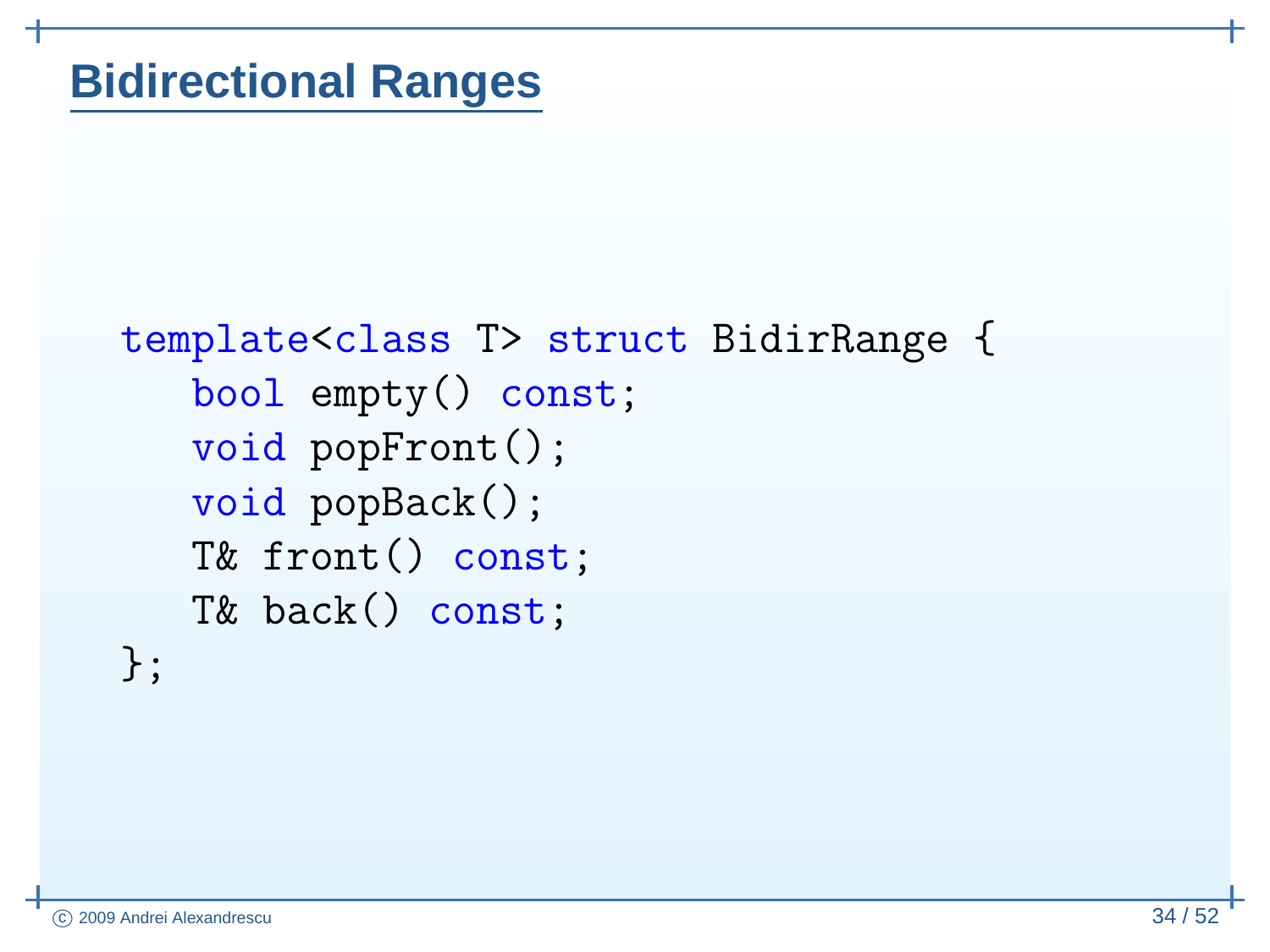# Bidirectional Ranges

```
template<class T> struct BidirRange {
   bool empty() const;
   void popFront();
   void popBack();
   T& front() const;
   T& back() const;
};
```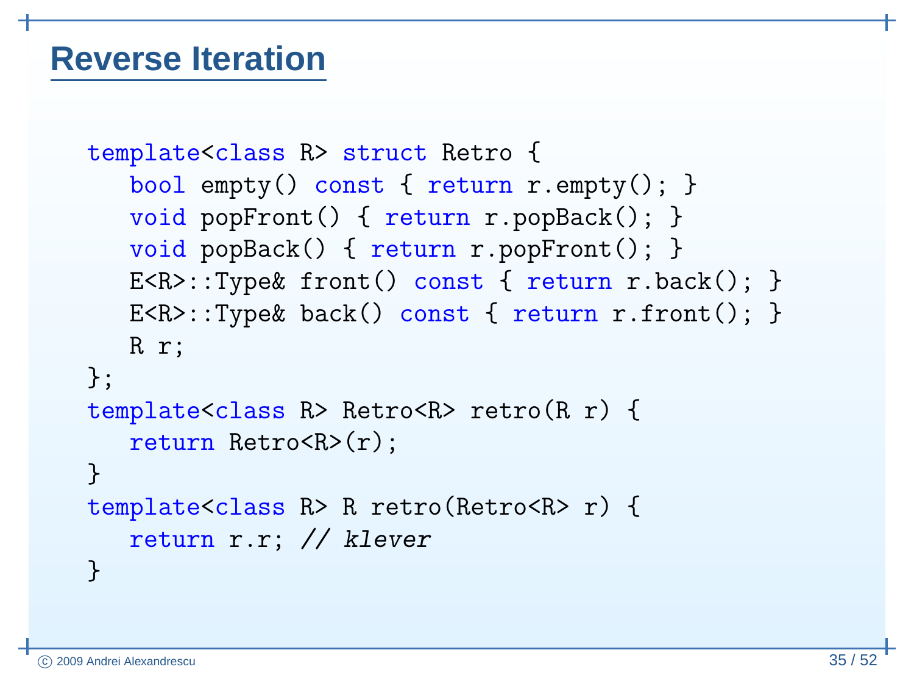# Reverse Iteration

```
template<class R> struct Retro {
   bool empty() const { return r.empty(); }
   void popFront() { return r.popBack(); }
   void popBack() { return r.popFront(); }
   E<R>::Type& front() const { return r.back(); }
   E<R>::Type& back() const { return r.front(); }
   R r;
};
template<class R> Retro<R> retro(R r) {
   return Retro<R>(r);
}
template<class R> R retro(Retro<R> r) {
   return r.r; // klever
}
```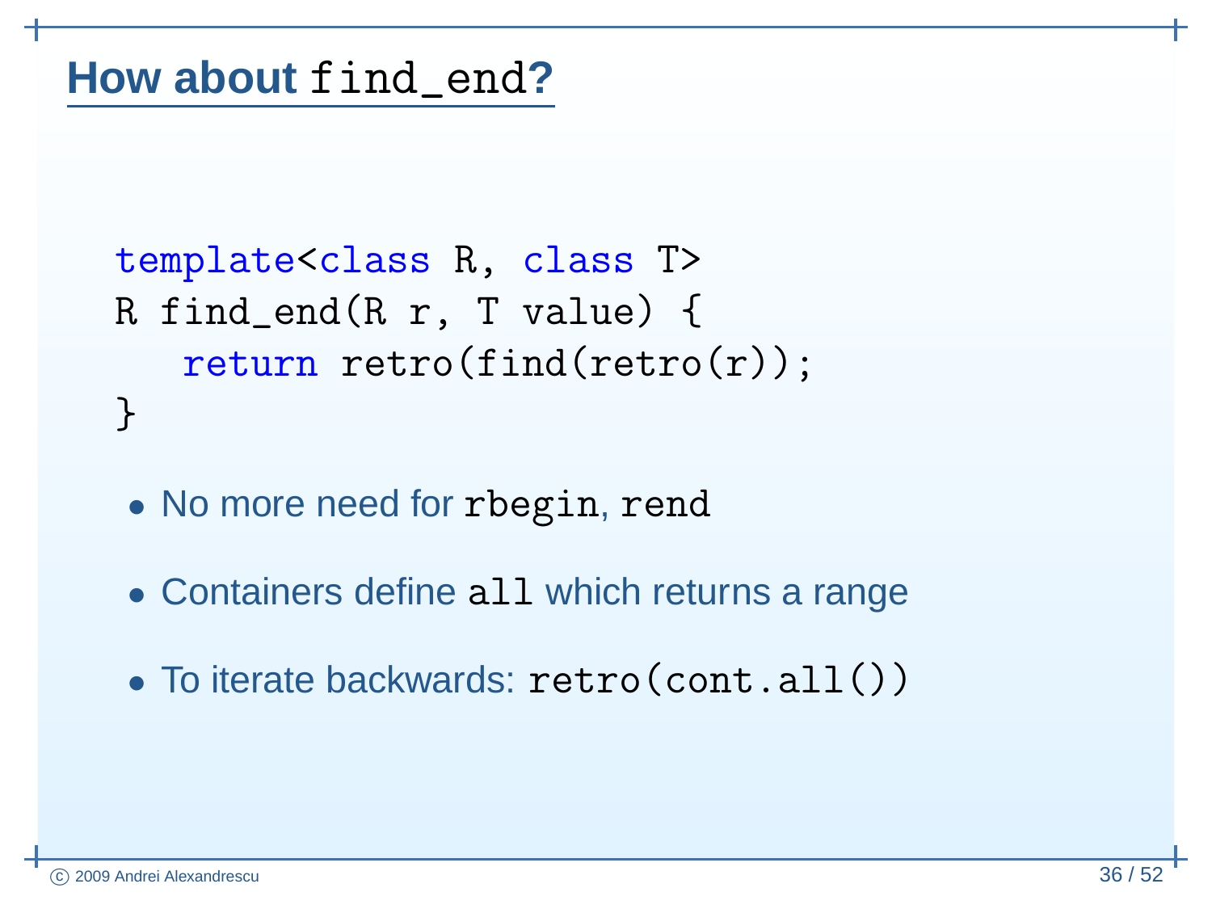## How about `find_end`?

```
template<class R, class T>
R find_end(R r, T value) {
   return retro(find(retro(r));
}
```

- No more need for `rbegin`, `rend`
- Containers define `all` which returns a range
- To iterate backwards: `retro(cont.all())`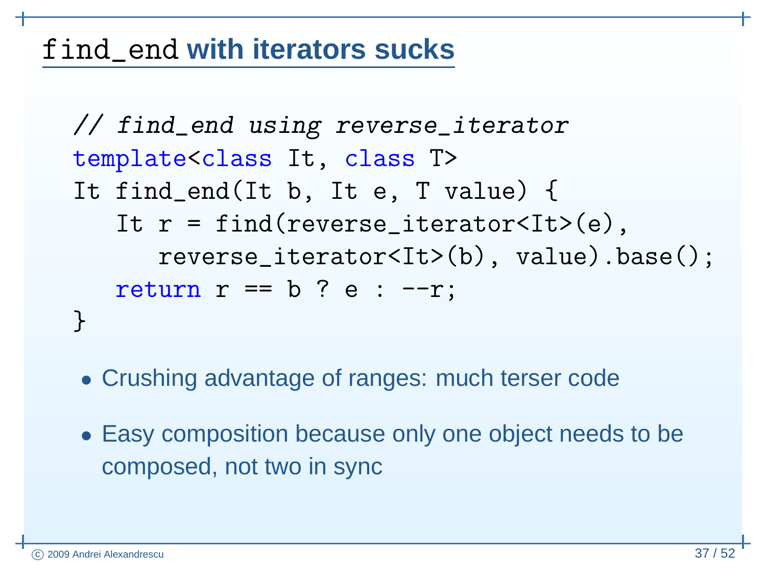# `find_end` with iterators sucks

```
// find_end using reverse_iterator
template<class It, class T>
It find_end(It b, It e, T value) {
   It r = find(reverse_iterator<It>(e),
      reverse_iterator<It>(b), value).base();
   return r == b ? e : --r;
}
```

- Crushing advantage of ranges: much terser code
- Easy composition because only one object needs to be composed, not two in sync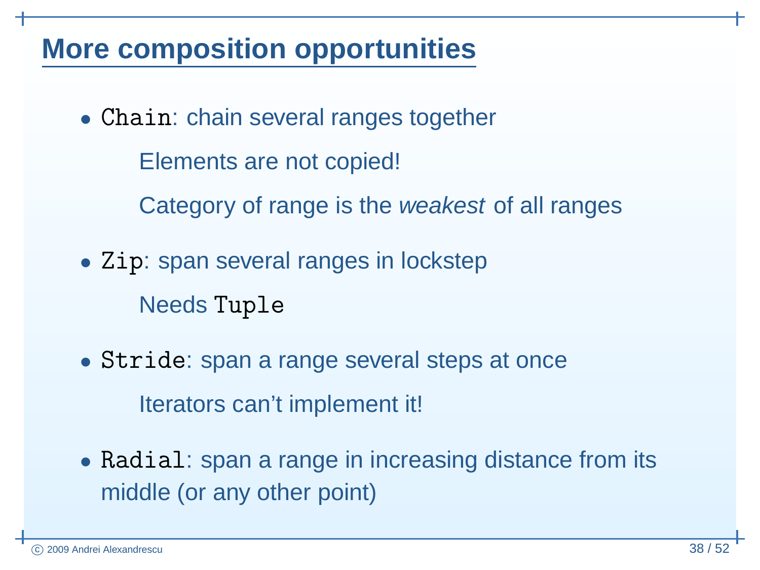# More composition opportunities

- `Chain`: chain several ranges together

  Elements are not copied!

  Category of range is the *weakest* of all ranges

- `Zip`: span several ranges in lockstep

  Needs `Tuple`

- `Stride`: span a range several steps at once

  Iterators can't implement it!

- `Radial`: span a range in increasing distance from its middle (or any other point)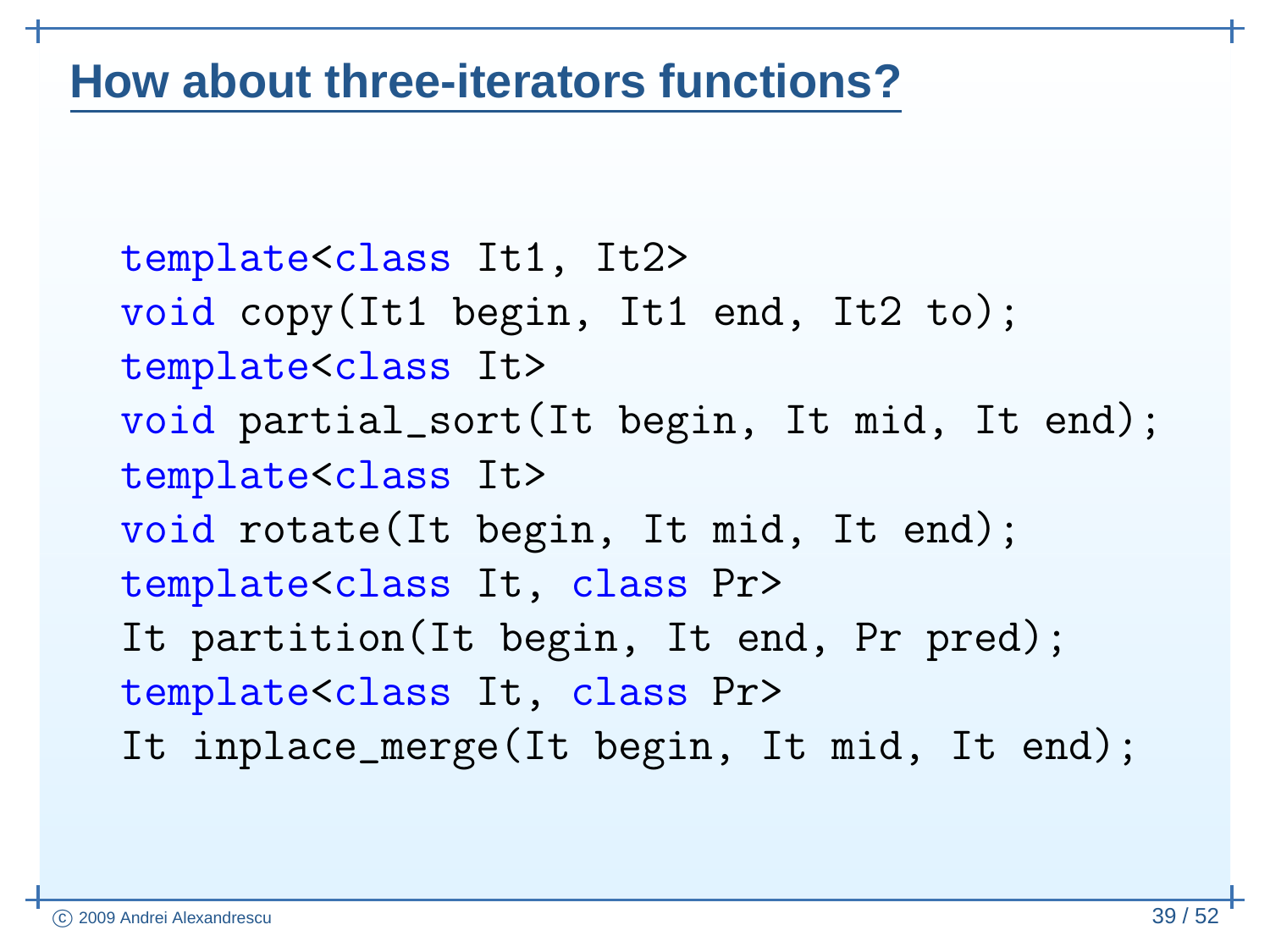# How about three-iterators functions?

```
template<class It1, It2>
void copy(It1 begin, It1 end, It2 to);
template<class It>
void partial_sort(It begin, It mid, It end);
template<class It>
void rotate(It begin, It mid, It end);
template<class It, class Pr>
It partition(It begin, It end, Pr pred);
template<class It, class Pr>
It inplace_merge(It begin, It mid, It end);
```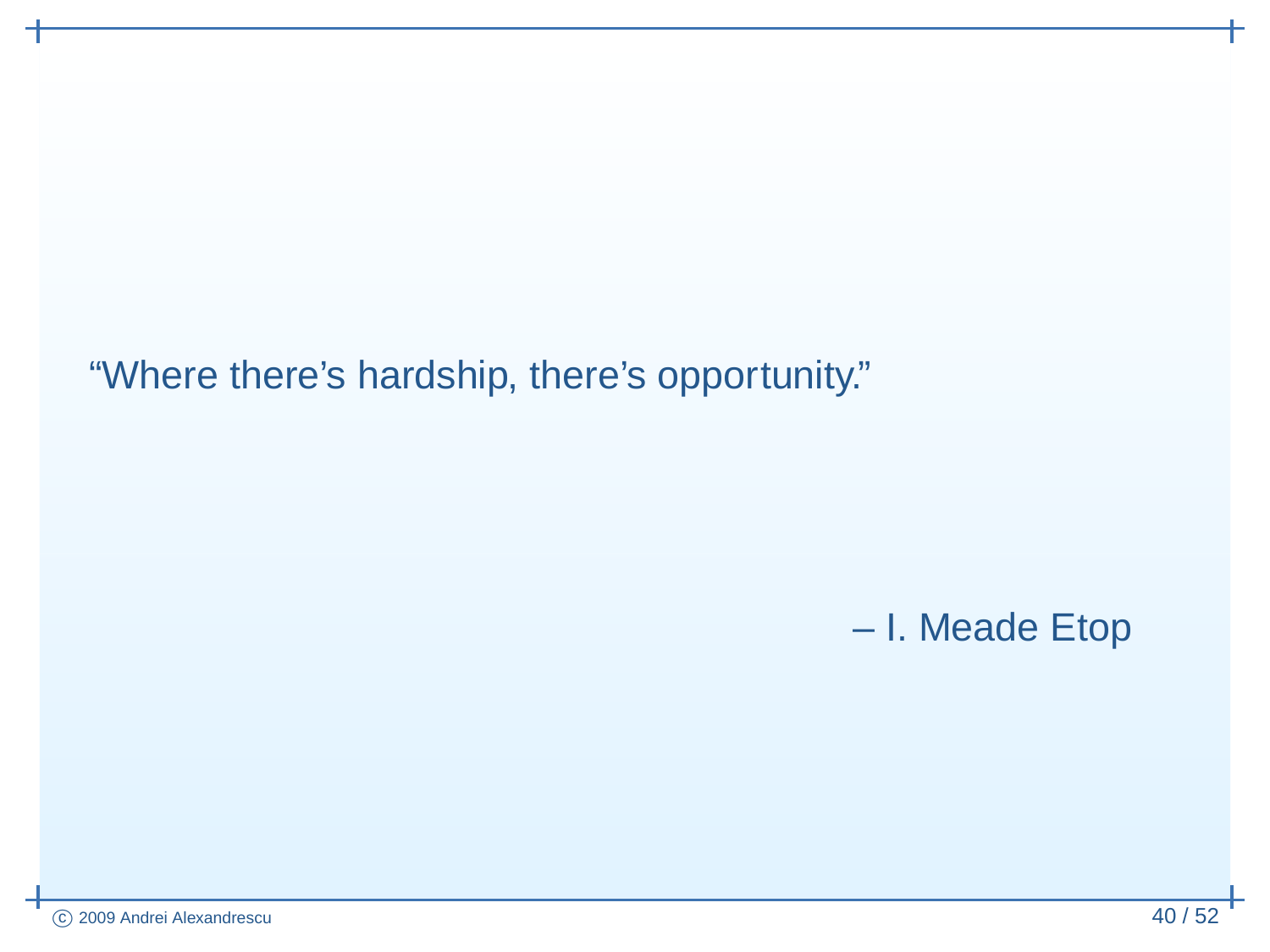"Where there's hardship, there's opportunity."

– I. Meade Etop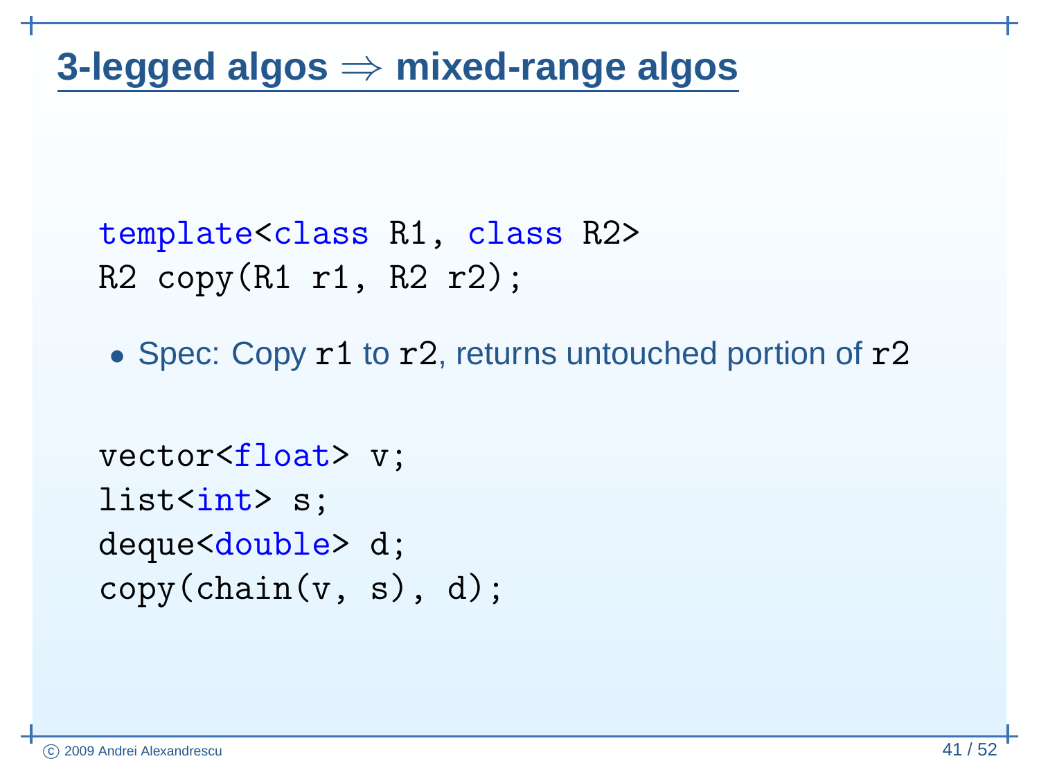# 3-legged algos ⇒ mixed-range algos

```
template<class R1, class R2>
R2 copy(R1 r1, R2 r2);
```

- Spec: Copy `r1` to `r2`, returns untouched portion of `r2`

```
vector<float> v;
list<int> s;
deque<double> d;
copy(chain(v, s), d);
```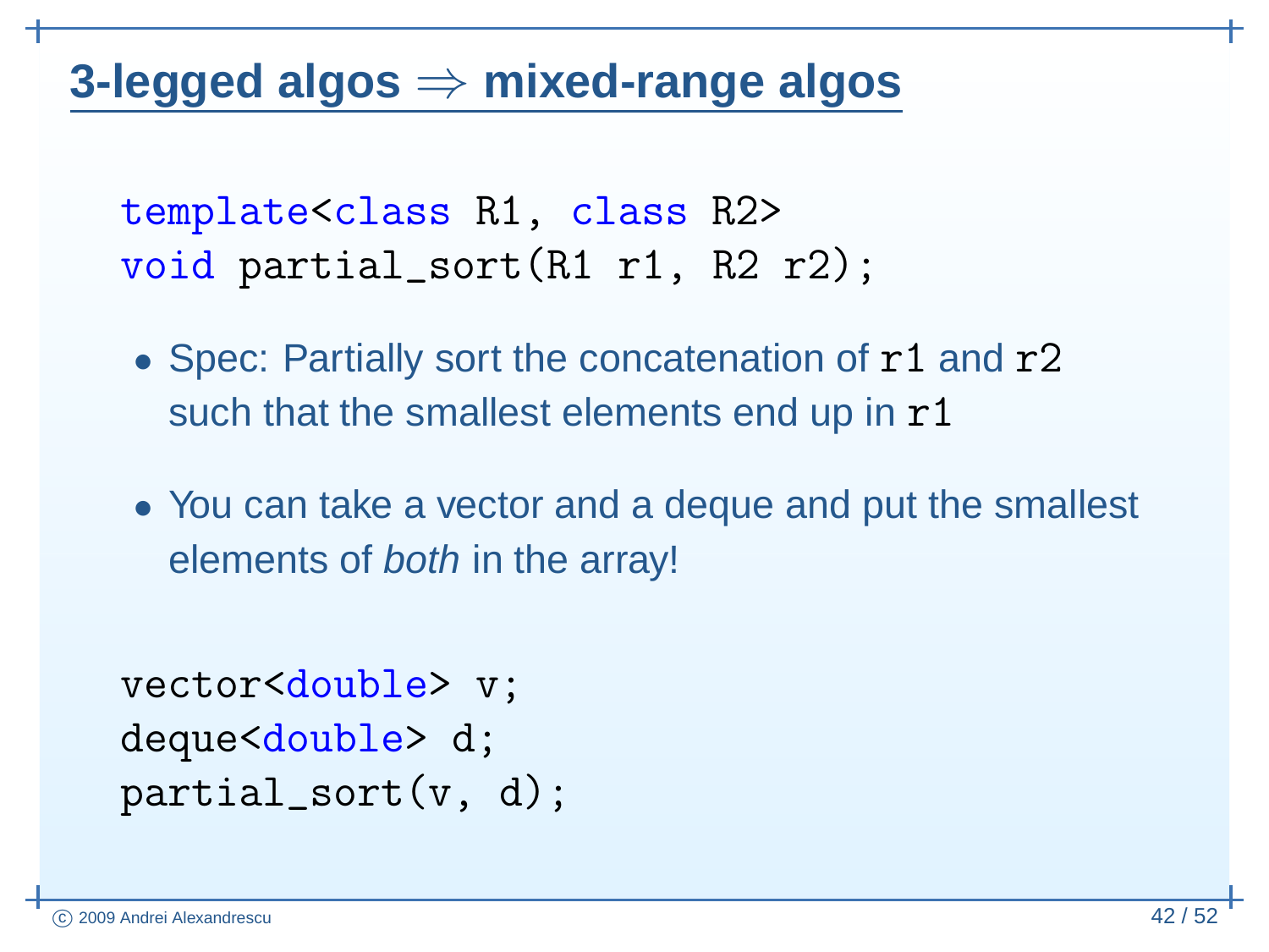## 3-legged algos ⇒ mixed-range algos

```
template<class R1, class R2>
void partial_sort(R1 r1, R2 r2);
```

- Spec: Partially sort the concatenation of `r1` and `r2` such that the smallest elements end up in `r1`
- You can take a vector and a deque and put the smallest elements of *both* in the array!

```
vector<double> v;
deque<double> d;
partial_sort(v, d);
```

© 2009 Andrei Alexandrescu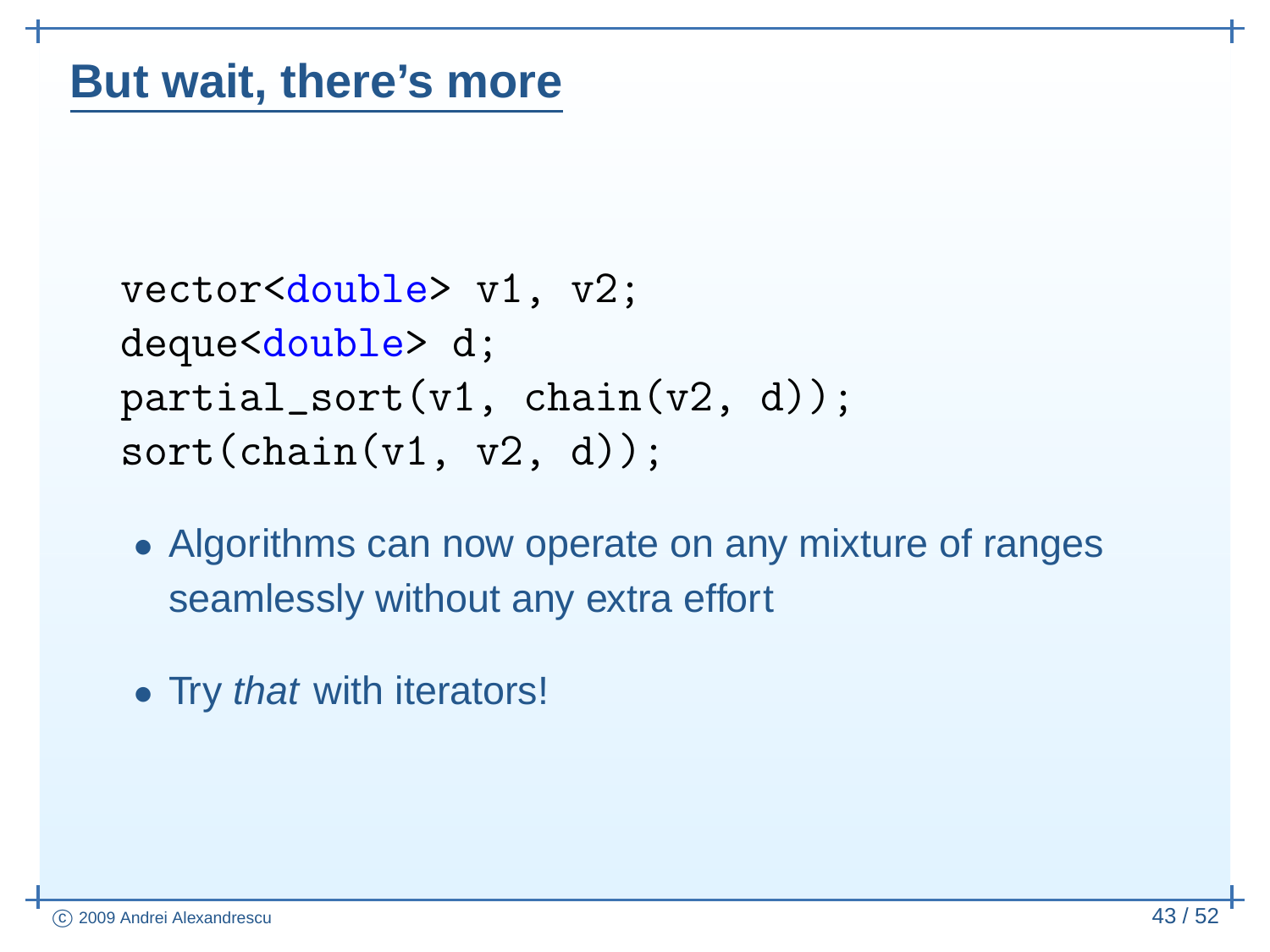## But wait, there's more

```
vector<double> v1, v2;
deque<double> d;
partial_sort(v1, chain(v2, d));
sort(chain(v1, v2, d));
```

- Algorithms can now operate on any mixture of ranges seamlessly without any extra effort
- Try *that* with iterators!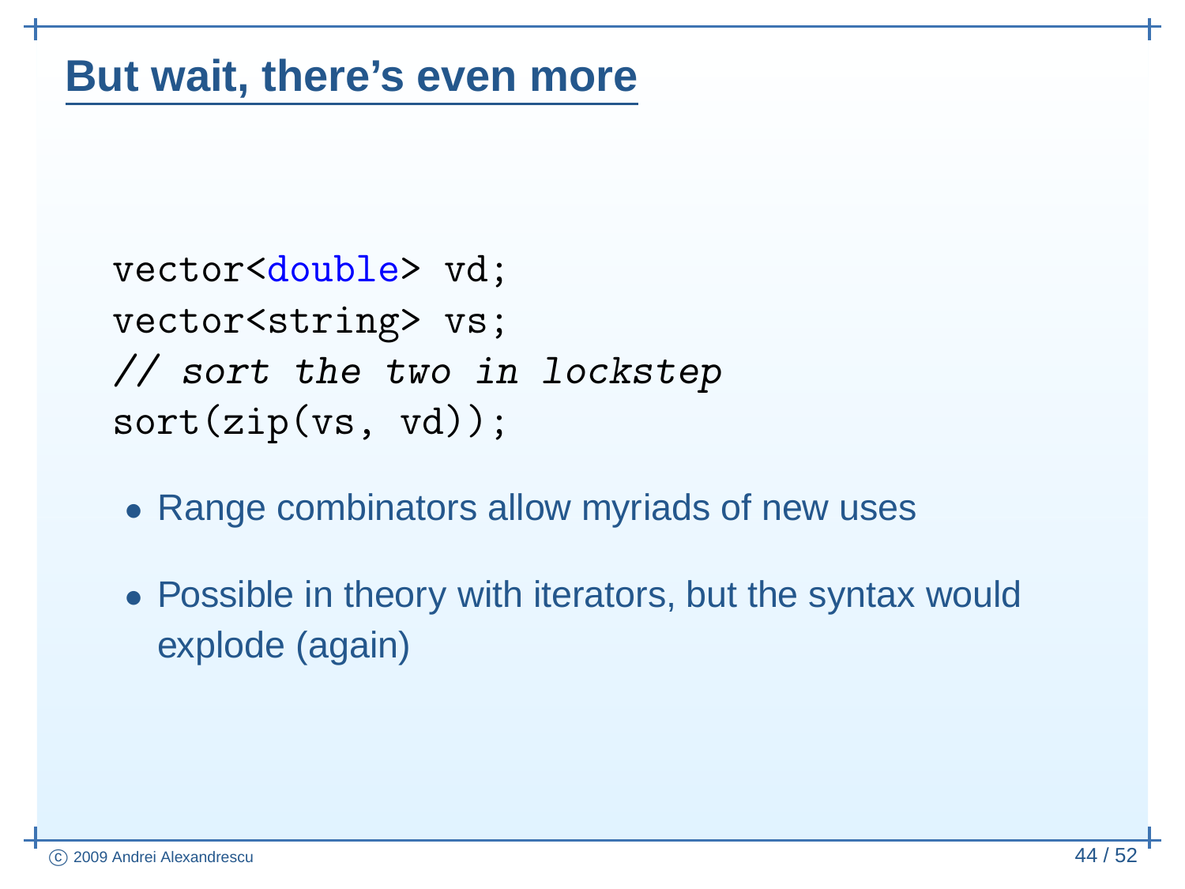# But wait, there's even more

```
vector<double> vd;
vector<string> vs;
// sort the two in lockstep
sort(zip(vs, vd));
```

- Range combinators allow myriads of new uses
- Possible in theory with iterators, but the syntax would explode (again)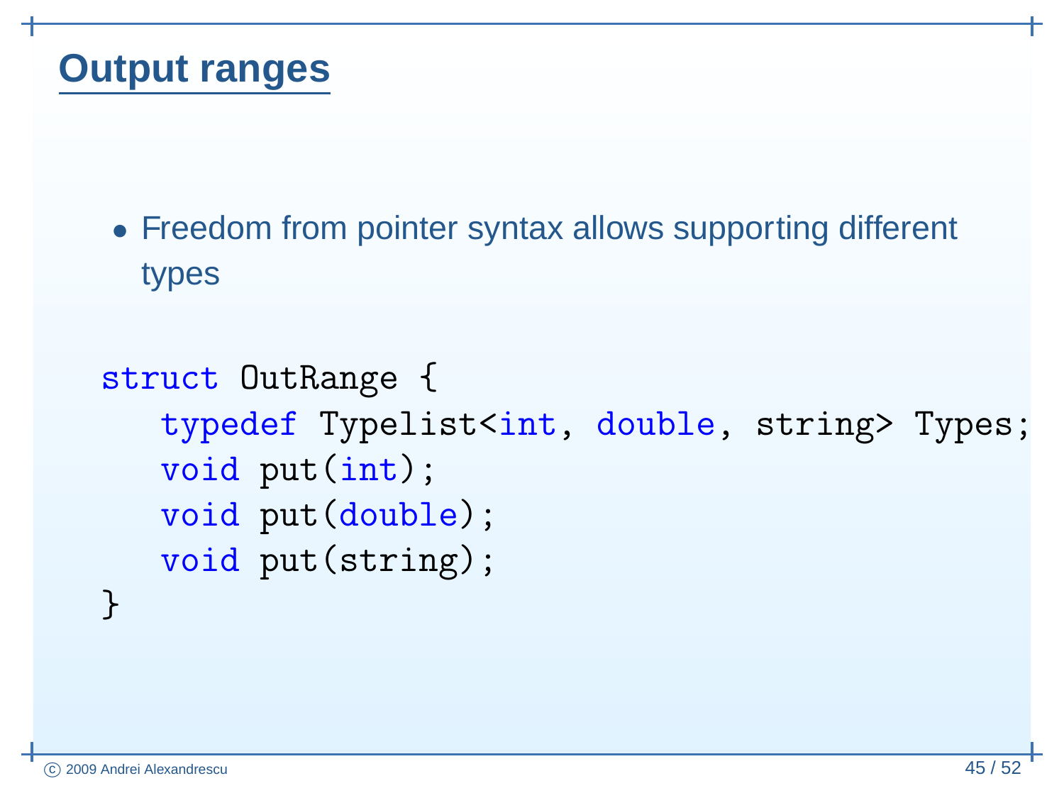## Output ranges

- Freedom from pointer syntax allows supporting different types

```
struct OutRange {
   typedef Typelist<int, double, string> Types;
   void put(int);
   void put(double);
   void put(string);
}
```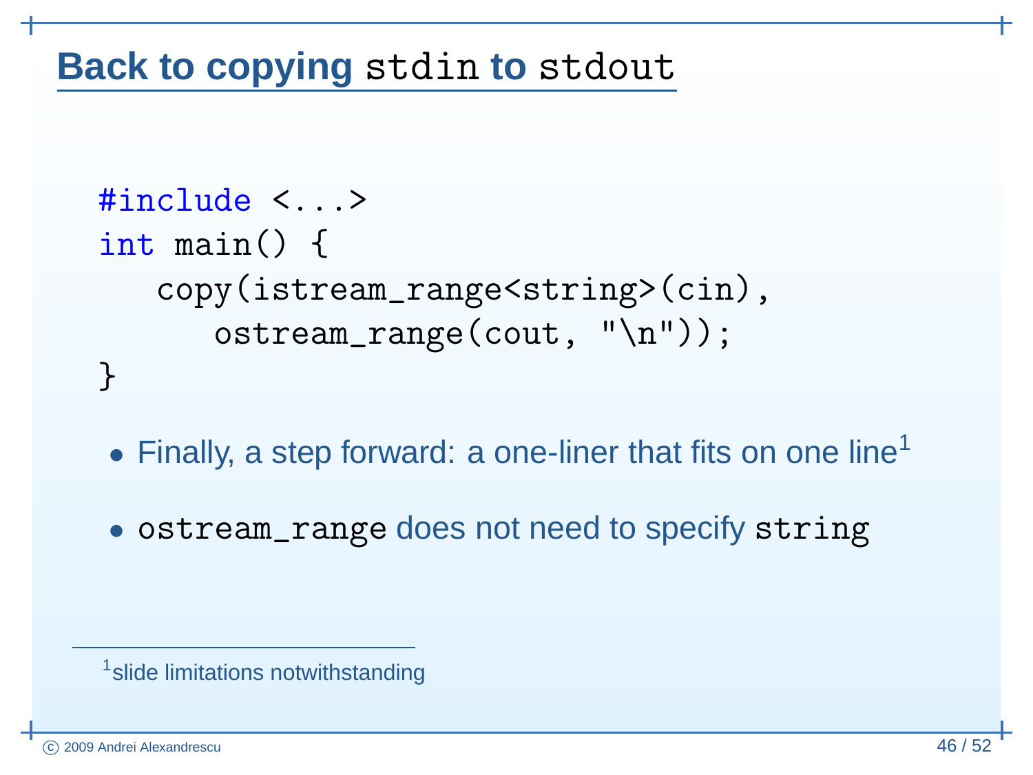## Back to copying `stdin` to `stdout`

```
#include <...>
int main() {
   copy(istream_range<string>(cin),
      ostream_range(cout, "\n"));
}
```

- Finally, a step forward: a one-liner that fits on one line[1]
- `ostream_range` does not need to specify `string`

[1] slide limitations notwithstanding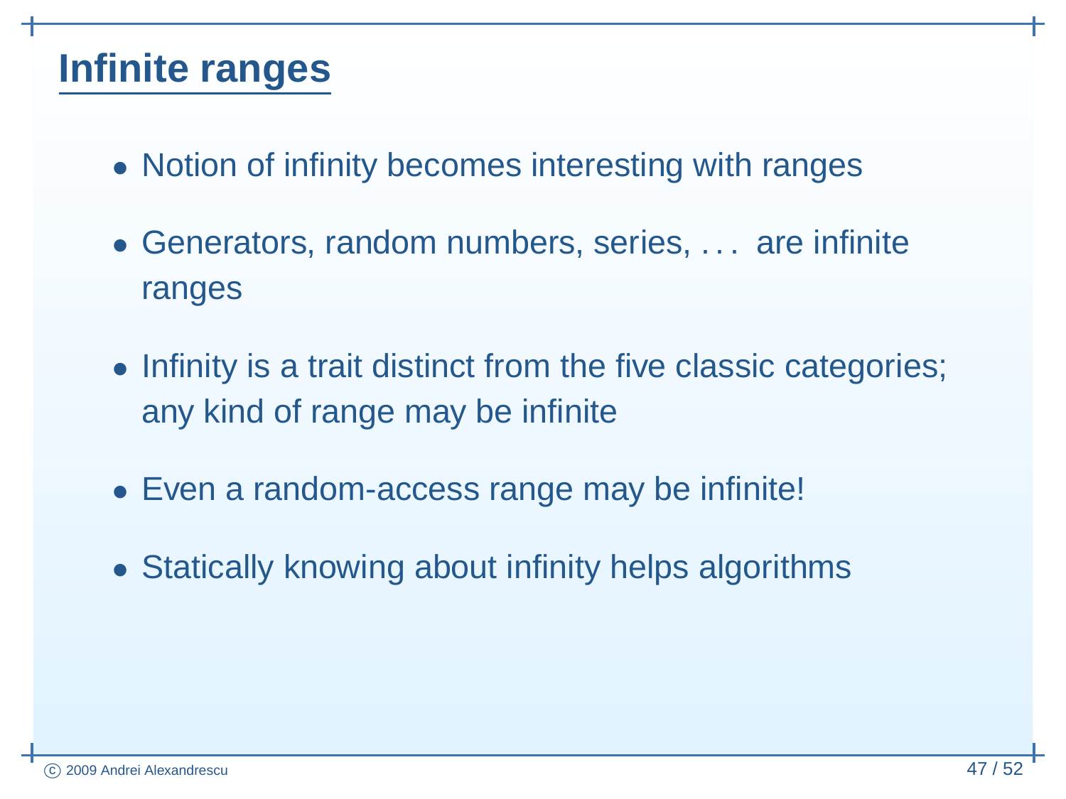## Infinite ranges

- Notion of infinity becomes interesting with ranges
- Generators, random numbers, series, . . . are infinite ranges
- Infinity is a trait distinct from the five classic categories; any kind of range may be infinite
- Even a random-access range may be infinite!
- Statically knowing about infinity helps algorithms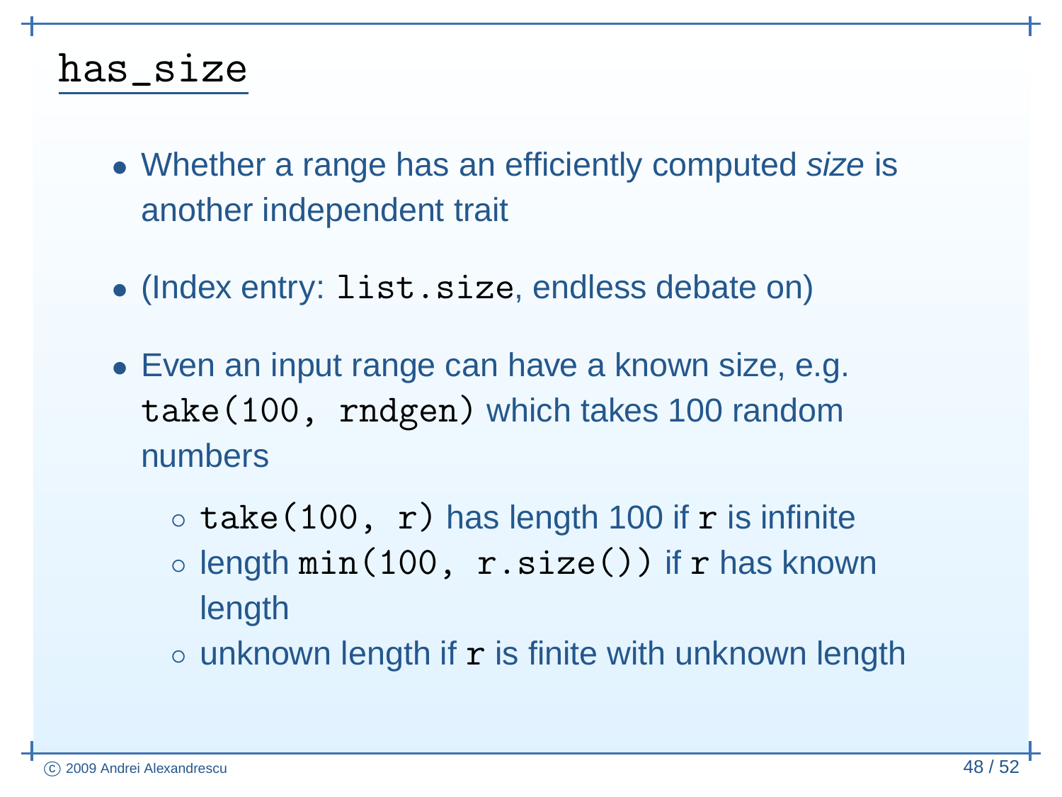## `has_size`

- Whether a range has an efficiently computed *size* is another independent trait
- (Index entry: `list.size`, endless debate on)
- Even an input range can have a known size, e.g. `take(100, rndgen)` which takes 100 random numbers
  - `take(100, r)` has length 100 if `r` is infinite
  - length `min(100, r.size())` if `r` has known length
  - unknown length if `r` is finite with unknown length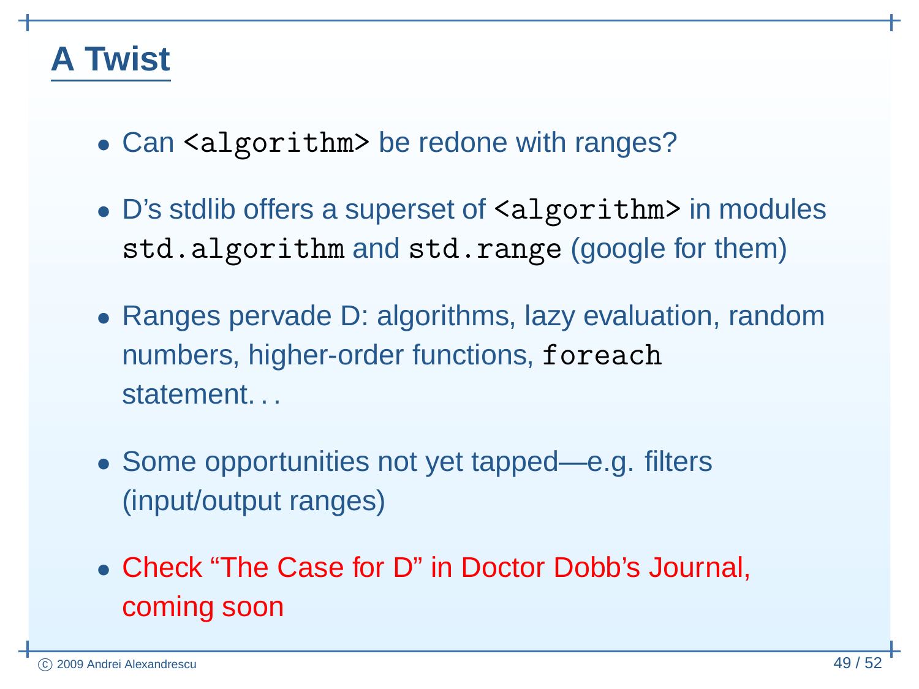# A Twist

- Can `<algorithm>` be redone with ranges?
- D's stdlib offers a superset of `<algorithm>` in modules `std.algorithm` and `std.range` (google for them)
- Ranges pervade D: algorithms, lazy evaluation, random numbers, higher-order functions, `foreach` statement. . .
- Some opportunities not yet tapped—e.g. filters (input/output ranges)
- Check “The Case for D” in Doctor Dobb's Journal, coming soon

© 2009 Andrei Alexandrescu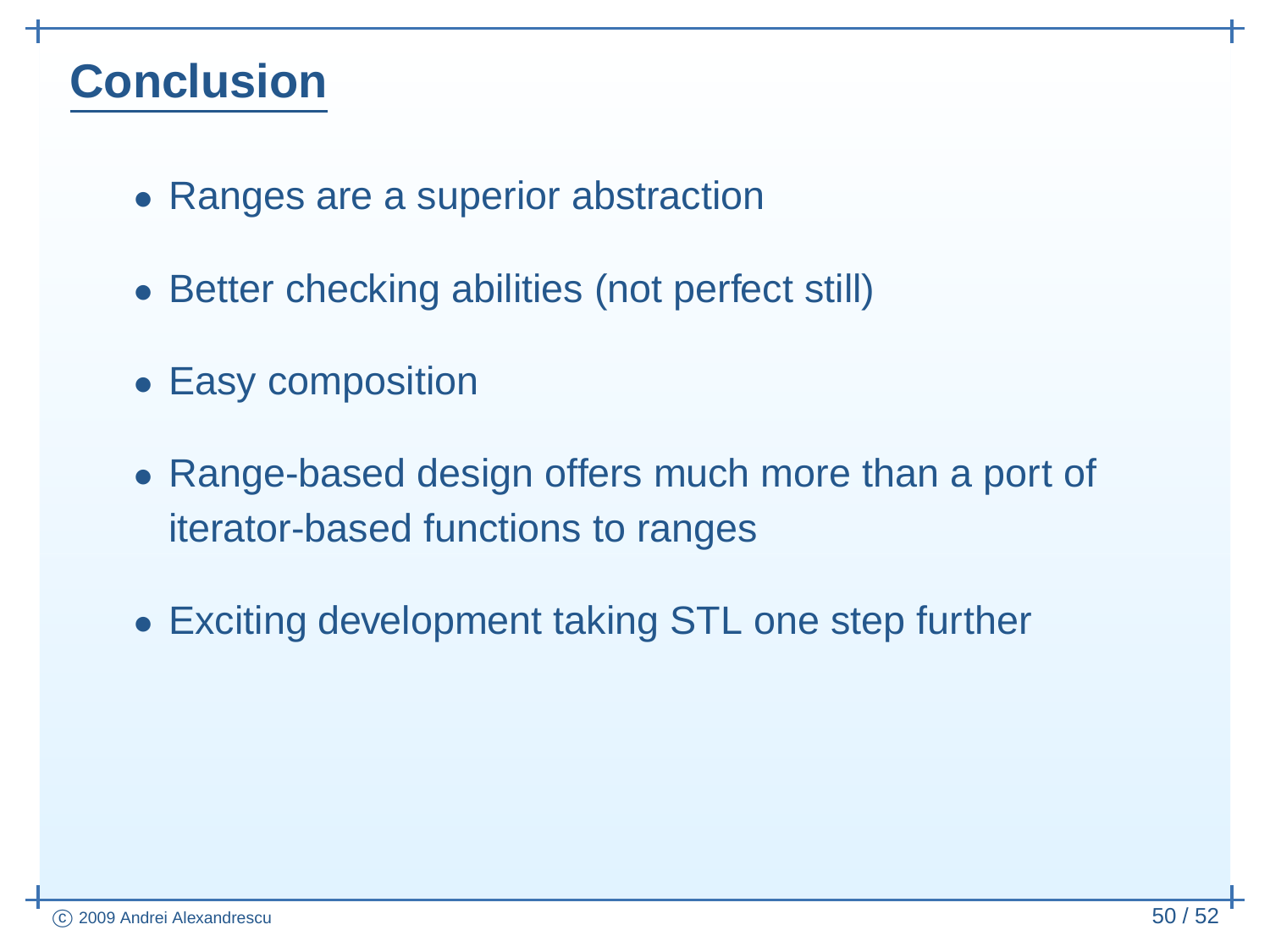# Conclusion

- Ranges are a superior abstraction
- Better checking abilities (not perfect still)
- Easy composition
- Range-based design offers much more than a port of iterator-based functions to ranges
- Exciting development taking STL one step further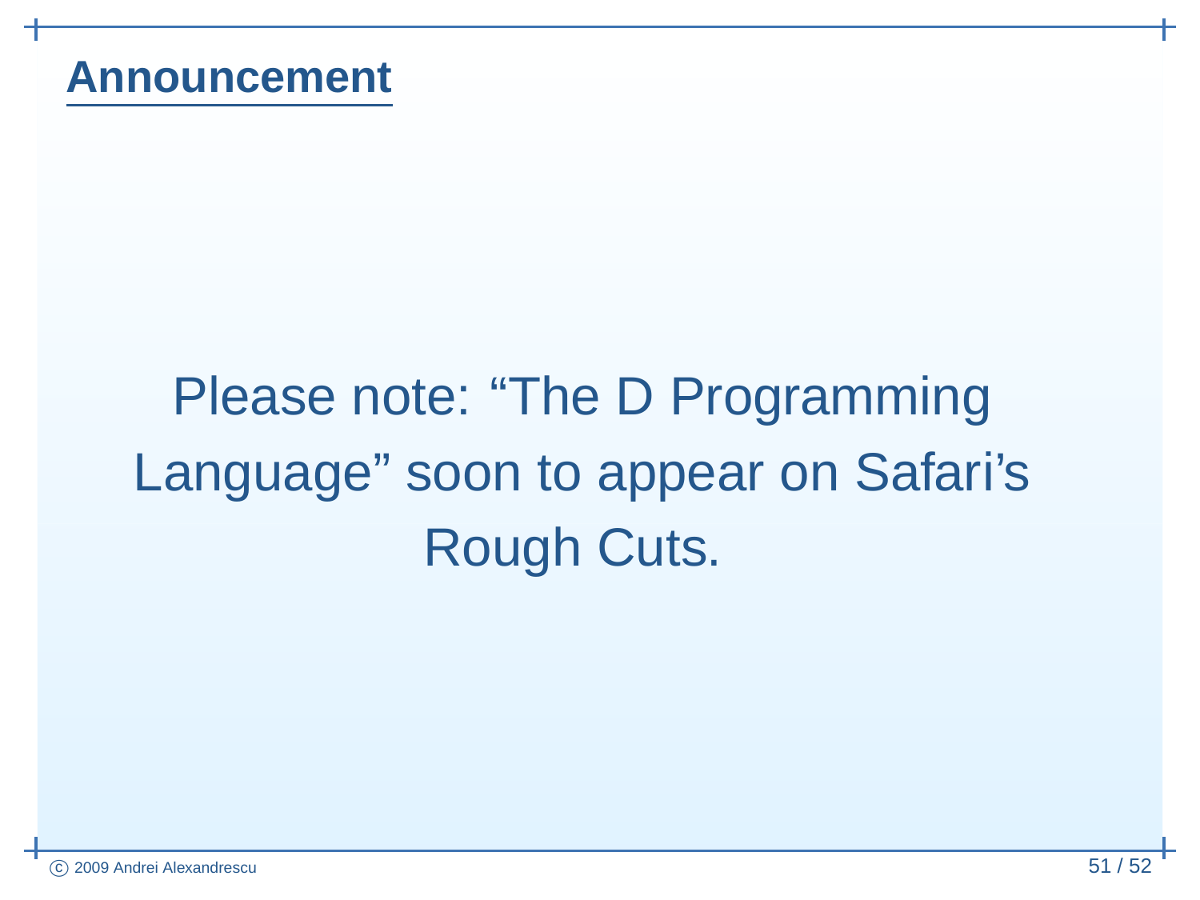## Announcement

Please note: “The D Programming Language” soon to appear on Safari’s Rough Cuts.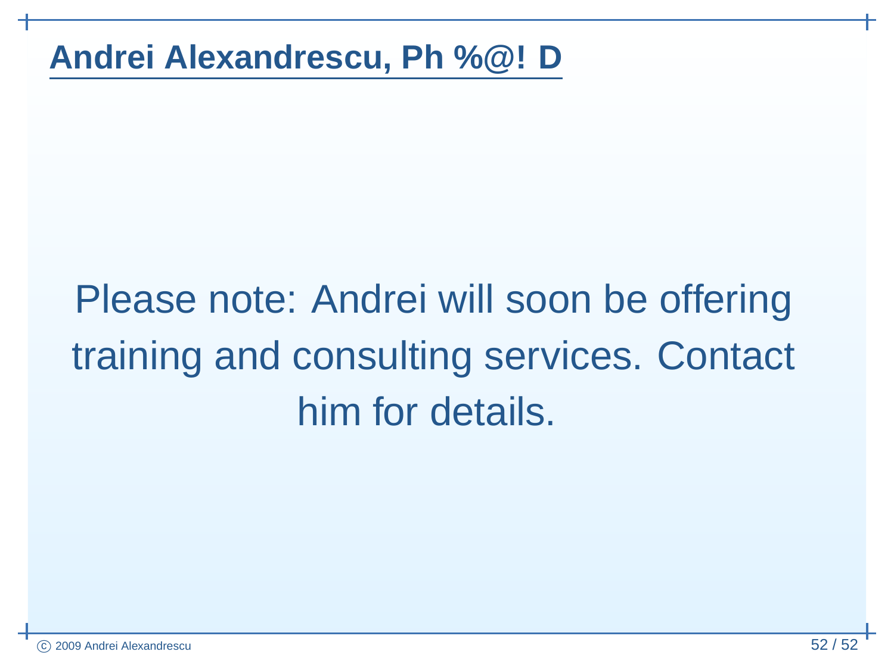# Andrei Alexandrescu, Ph %@! D

Please note: Andrei will soon be offering training and consulting services. Contact him for details.